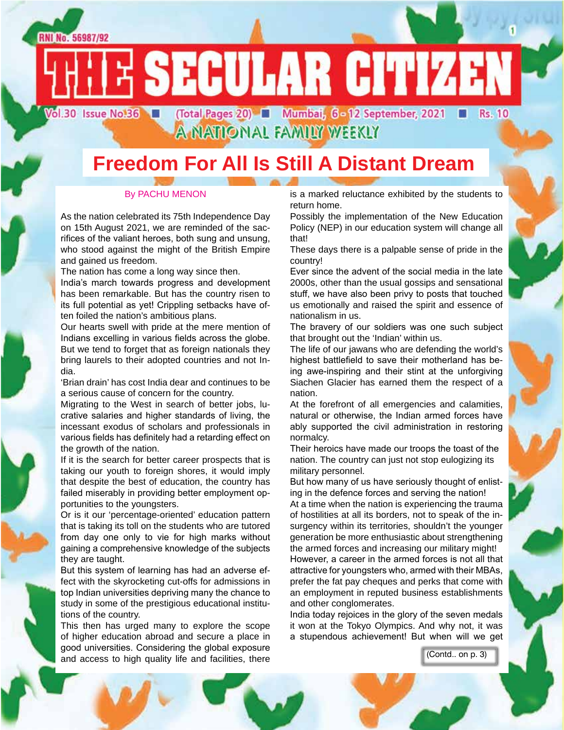RNI No. 56987/92

# THE SECULAR CITIZEN

Vol.30 Issue No.36 ■ (Total Pages 20) ■ Mumbai, 6-12 September, 2021 ■ Rs. 10

A NATIONAL FAMILY WEEKLY

## Freedom For All Is Still A Distant Dream

By PACHU MENON

As the nation celebrated its 75th Independence Day on 15th August 2021, we are reminded of the sacrifices of the valiant heroes, both sung and unsung, who stood against the might of the British Empire and gained us freedom.

The nation has come a long way since then.

India's march towards progress and development has been remarkable. But has the country risen to its full potential as yet! Crippling setbacks have often foiled the nation's ambitious plans.

Our hearts swell with pride at the mere mention of Indians excelling in various fields across the globe. But we tend to forget that as foreign nationals they bring laurels to their adopted countries and not India.

'Brian drain' has cost India dear and continues to be a serious cause of concern for the country.

Migrating to the West in search of better jobs, lucrative salaries and higher standards of living, the incessant exodus of scholars and professionals in various fields has definitely had a retarding effect on the growth of the nation.

If it is the search for better career prospects that is taking our youth to foreign shores, it would imply that despite the best of education, the country has failed miserably in providing better employment opportunities to the youngsters.

Or is it our 'percentage-oriented' education pattern that is taking its toll on the students who are tutored from day one only to vie for high marks without gaining a comprehensive knowledge of the subjects they are taught.

But this system of learning has had an adverse effect with the skyrocketing cut-offs for admissions in top Indian universities depriving many the chance to study in some of the prestigious educational institutions of the country.

This then has urged many to explore the scope of higher education abroad and secure a place in good universities. Considering the global exposure and access to high quality life and facilities, there is a marked reluctance exhibited by the students to return home.

Possibly the implementation of the New Education Policy (NEP) in our education system will change all that!

These days there is a palpable sense of pride in the country!

Ever since the advent of the social media in the late 2000s, other than the usual gossips and sensational stuff, we have also been privy to posts that touched us emotionally and raised the spirit and essence of nationalism in us.

The bravery of our soldiers was one such subject that brought out the 'Indian' within us.

The life of our jawans who are defending the world's highest battlefield to save their motherland has being awe-inspiring and their stint at the unforgiving Siachen Glacier has earned them the respect of a nation.

At the forefront of all emergencies and calamities, natural or otherwise, the Indian armed forces have ably supported the civil administration in restoring normalcy.

Their heroics have made our troops the toast of the nation. The country can just not stop eulogizing its military personnel.

But how many of us have seriously thought of enlisting in the defence forces and serving the nation!

At a time when the nation is experiencing the trauma of hostilities at all its borders, not to speak of the insurgency within its territories, shouldn't the younger generation be more enthusiastic about strengthening the armed forces and increasing our military might!

However, a career in the armed forces is not all that attractive for youngsters who, armed with their MBAs, prefer the fat pay cheques and perks that come with an employment in reputed business establishments and other conglomerates.

India today rejoices in the glory of the seven medals it won at the Tokyo Olympics. And why not, it was a stupendous achievement! But when will we get

(Contd.. on p. 3)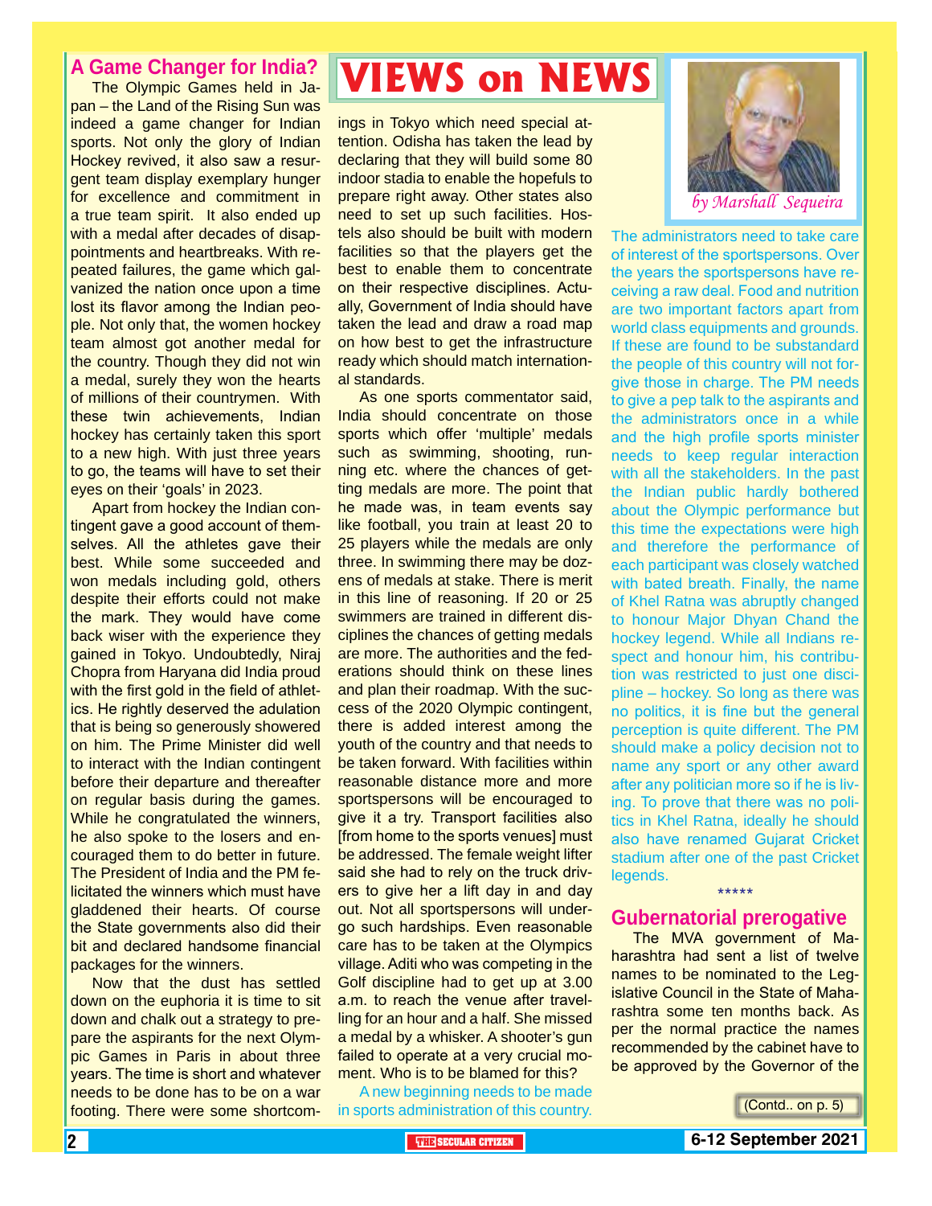# VIEWS on NEWS

*by Marshall Sequeira*

## A Game Changer for India?

The Olympic Games held in Japan – the Land of the Rising Sun was indeed a game changer for Indian sports. Not only the glory of Indian Hockey revived, it also saw a resurgent team display exemplary hunger for excellence and commitment in a true team spirit. It also ended up with a medal after decades of disappointments and heartbreaks. With repeated failures, the game which galvanized the nation once upon a time lost its flavor among the Indian people. Not only that, the women hockey team almost got another medal for the country. Though they did not win a medal, surely they won the hearts of millions of their countrymen. With these twin achievements, Indian hockey has certainly taken this sport to a new high. With just three years to go, the teams will have to set their eyes on their 'goals' in 2023.

Apart from hockey the Indian contingent gave a good account of themselves. All the athletes gave their best. While some succeeded and won medals including gold, others despite their efforts could not make the mark. They would have come back wiser with the experience they gained in Tokyo. Undoubtedly, Niraj Chopra from Haryana did India proud with the first gold in the field of athletics. He rightly deserved the adulation that is being so generously showered on him. The Prime Minister did well to interact with the Indian contingent before their departure and thereafter on regular basis during the games. While he congratulated the winners, he also spoke to the losers and encouraged them to do better in future. The President of India and the PM felicitated the winners which must have gladdened their hearts. Of course the State governments also did their bit and declared handsome financial packages for the winners.

Now that the dust has settled down on the euphoria it is time to sit down and chalk out a strategy to prepare the aspirants for the next Olympic Games in Paris in about three years. The time is short and whatever needs to be done has to be on a war footing. There were some shortcomings in Tokyo which need special attention. Odisha has taken the lead by declaring that they will build some 80 indoor stadia to enable the hopefuls to prepare right away. Other states also need to set up such facilities. Hostels also should be built with modern facilities so that the players get the best to enable them to concentrate on their respective disciplines. Actually, Government of India should have taken the lead and draw a road map on how best to get the infrastructure ready which should match international standards.

As one sports commentator said, India should concentrate on those sports which offer 'multiple' medals such as swimming, shooting, running etc. where the chances of getting medals are more. The point that he made was, in team events say like football, you train at least 20 to 25 players while the medals are only three. In swimming there may be dozens of medals at stake. There is merit in this line of reasoning. If 20 or 25 swimmers are trained in different disciplines the chances of getting medals are more. The authorities and the federations should think on these lines and plan their roadmap. With the success of the 2020 Olympic contingent, there is added interest among the youth of the country and that needs to be taken forward. With facilities within reasonable distance more and more sportspersons will be encouraged to give it a try. Transport facilities also [from home to the sports venues] must be addressed. The female weight lifter said she had to rely on the truck drivers to give her a lift day in and day out. Not all sportspersons will undergo such hardships. Even reasonable care has to be taken at the Olympics village. Aditi who was competing in the Golf discipline had to get up at 3.00 a.m. to reach the venue after travelling for an hour and a half. She missed a medal by a whisker. A shooter's gun failed to operate at a very crucial moment. Who is to be blamed for this?

A new beginning needs to be made in sports administration of this country. The administrators need to take care of interest of the sportspersons. Over the years the sportspersons have receiving a raw deal. Food and nutrition are two important factors apart from world class equipments and grounds. If these are found to be substandard the people of this country will not forgive those in charge. The PM needs to give a pep talk to the aspirants and the administrators once in a while and the high profile sports minister needs to keep regular interaction with all the stakeholders. In the past the Indian public hardly bothered about the Olympic performance but this time the expectations were high and therefore the performance of each participant was closely watched with bated breath. Finally, the name of Khel Ratna was abruptly changed to honour Major Dhyan Chand the hockey legend. While all Indians respect and honour him, his contribution was restricted to just one discipline – hockey. So long as there was no politics, it is fine but the general perception is quite different. The PM should make a policy decision not to name any sport or any other award after any politician more so if he is living. To prove that there was no politics in Khel Ratna, ideally he should also have renamed Gujarat Cricket stadium after one of the past Cricket legends.

\*\*\*\*\*

## Gubernatorial prerogative

The MVA government of Maharashtra had sent a list of twelve names to be nominated to the Legislative Council in the State of Maharashtra some ten months back. As per the normal practice the names recommended by the cabinet have to be approved by the Governor of the

(Contd.. on p. 5)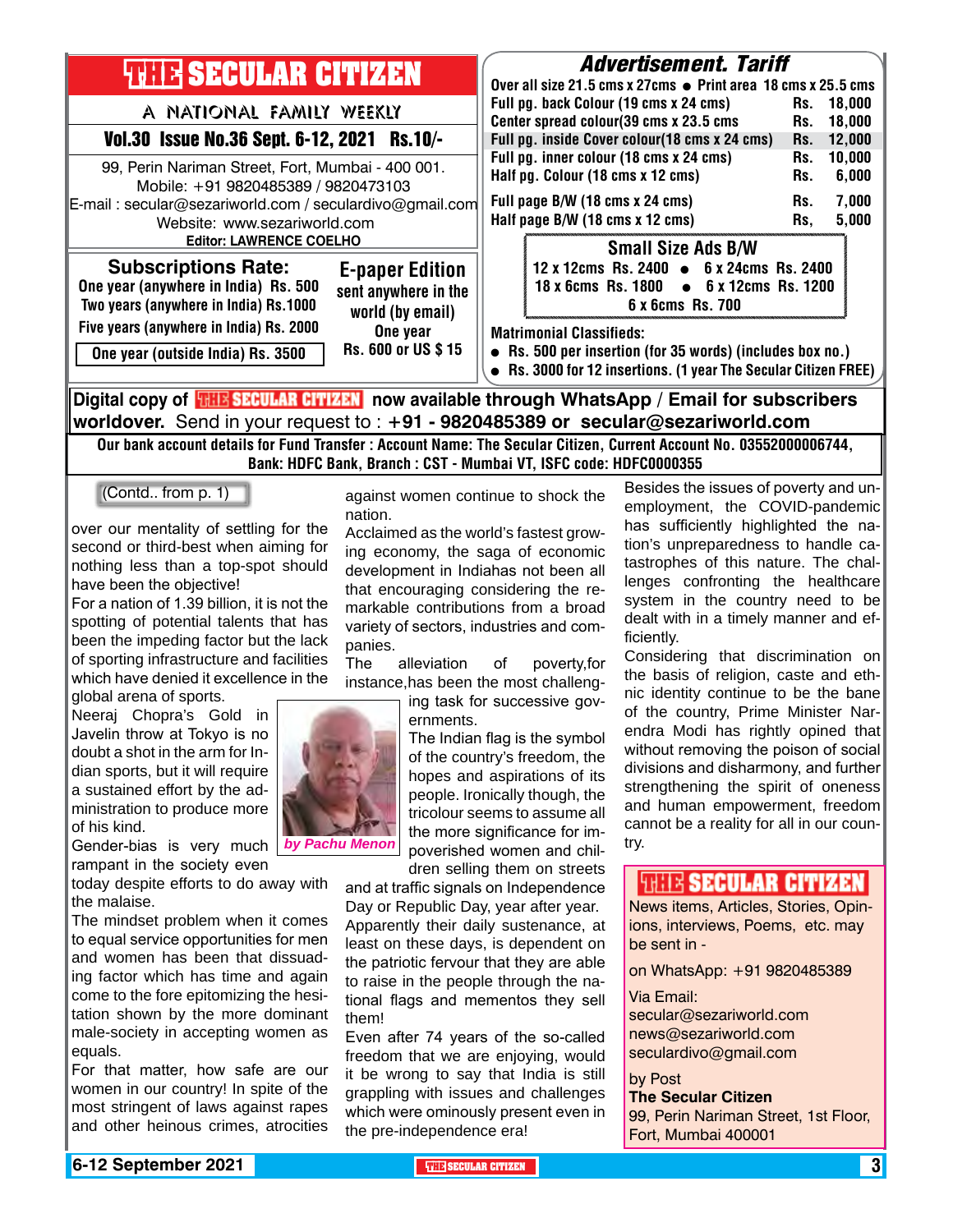# THE SECULAR CITIZEN

A NATIONAL FAMILY WEEKLY

**Vol.30 Issue No.36 Sept. 6-12, 2021 Rs.10/-**

99, Perin Nariman Street, Fort, Mumbai - 400 001.
Mobile: +91 9820485389 / 9820473103
E-mail : secular@sezariworld.com / seculardivo@gmail.com
Website: www.sezariworld.com
**Editor: LAWRENCE COELHO**

## Subscriptions Rate:

**One year (anywhere in India) Rs. 500**
**Two years (anywhere in India) Rs.1000**
**Five years (anywhere in India) Rs. 2000**
**One year (outside India) Rs. 3500**

## E-paper Edition

**sent anywhere in the world (by email)**
**One year**
**Rs. 600 or US $ 15**

## *Advertisement. Tariff*

**Over all size 21.5 cms x 27cms ● Print area 18 cms x 25.5 cms**

| | | |
|---|---|---|
| Full pg. back Colour (19 cms x 24 cms) | Rs. | 18,000 |
| Center spread colour(39 cms x 23.5 cms | Rs. | 18,000 |
| Full pg. inside Cover colour(18 cms x 24 cms) | Rs. | 12,000 |
| Full pg. inner colour (18 cms x 24 cms) | Rs. | 10,000 |
| Half pg. Colour (18 cms x 12 cms) | Rs. | 6,000 |
| Full page B/W (18 cms x 24 cms) | Rs. | 7,000 |
| Half page B/W (18 cms x 12 cms) | Rs, | 5,000 |

### Small Size Ads B/W

**12 x 12cms Rs. 2400 ● 6 x 24cms Rs. 2400**
**18 x 6cms Rs. 1800 ● 6 x 12cms Rs. 1200**
**6 x 6cms Rs. 700**

**Matrimonial Classifieds:**

- **Rs. 500 per insertion (for 35 words) (includes box no.)**
- **Rs. 3000 for 12 insertions. (1 year The Secular Citizen FREE)**

**Digital copy of THE SECULAR CITIZEN now available through WhatsApp / Email for subscribers worldover.** Send in your request to : **+91 - 9820485389 or secular@sezariworld.com**

**Our bank account details for Fund Transfer : Account Name: The Secular Citizen, Current Account No. 03552000006744, Bank: HDFC Bank, Branch : CST - Mumbai VT, ISFC code: HDFC0000355**

(Contd.. from p. 1)

over our mentality of settling for the second or third-best when aiming for nothing less than a top-spot should have been the objective!

For a nation of 1.39 billion, it is not the spotting of potential talents that has been the impeding factor but the lack of sporting infrastructure and facilities which have denied it excellence in the global arena of sports.

Neeraj Chopra's Gold in Javelin throw at Tokyo is no doubt a shot in the arm for Indian sports, but it will require a sustained effort by the administration to produce more of his kind.

*by Pachu Menon*

Gender-bias is very much rampant in the society even today despite efforts to do away with the malaise.

The mindset problem when it comes to equal service opportunities for men and women has been that dissuading factor which has time and again come to the fore epitomizing the hesitation shown by the more dominant male-society in accepting women as equals.

For that matter, how safe are our women in our country! In spite of the most stringent of laws against rapes and other heinous crimes, atrocities against women continue to shock the nation.

Acclaimed as the world's fastest growing economy, the saga of economic development in Indiahas not been all that encouraging considering the remarkable contributions from a broad variety of sectors, industries and companies.

The alleviation of poverty,for instance,has been the most challenging task for successive governments.

The Indian flag is the symbol of the country's freedom, the hopes and aspirations of its people. Ironically though, the tricolour seems to assume all the more significance for impoverished women and children selling them on streets and at traffic signals on Independence Day or Republic Day, year after year. Apparently their daily sustenance, at least on these days, is dependent on the patriotic fervour that they are able to raise in the people through the national flags and mementos they sell them!

Even after 74 years of the so-called freedom that we are enjoying, would it be wrong to say that India is still grappling with issues and challenges which were ominously present even in the pre-independence era!

Besides the issues of poverty and unemployment, the COVID-pandemic has sufficiently highlighted the nation's unpreparedness to handle catastrophes of this nature. The challenges confronting the healthcare system in the country need to be dealt with in a timely manner and efficiently.

Considering that discrimination on the basis of religion, caste and ethnic identity continue to be the bane of the country, Prime Minister Narendra Modi has rightly opined that without removing the poison of social divisions and disharmony, and further strengthening the spirit of oneness and human empowerment, freedom cannot be a reality for all in our country.

## THE SECULAR CITIZEN

News items, Articles, Stories, Opinions, interviews, Poems, etc. may be sent in -

on WhatsApp: +91 9820485389

Via Email:
secular@sezariworld.com
news@sezariworld.com
seculardivo@gmail.com

by Post
**The Secular Citizen**
99, Perin Nariman Street, 1st Floor,
Fort, Mumbai 400001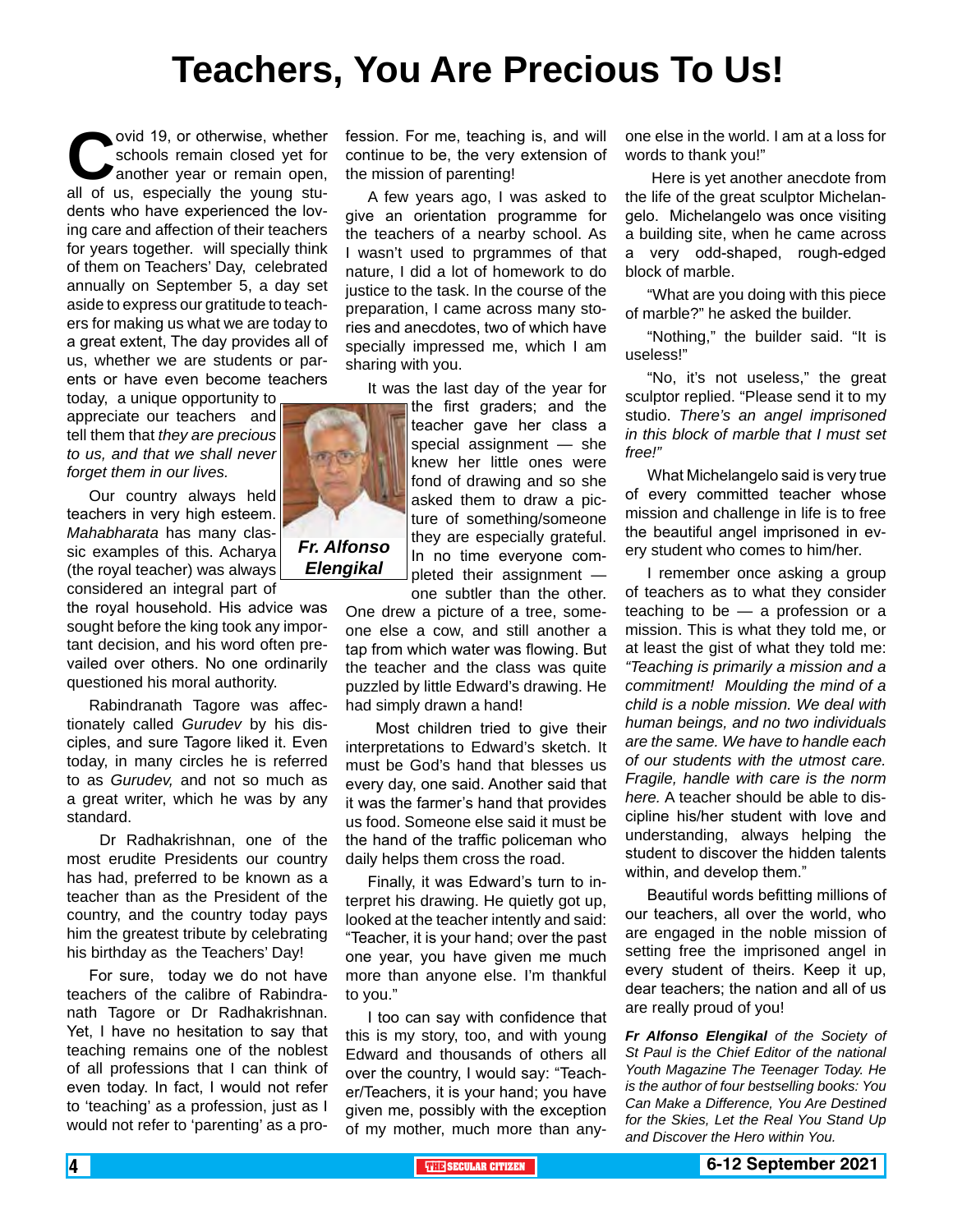# Teachers, You Are Precious To Us!

Covid 19, or otherwise, whether schools remain closed yet for another year or remain open, all of us, especially the young students who have experienced the loving care and affection of their teachers for years together. will specially think of them on Teachers' Day, celebrated annually on September 5, a day set aside to express our gratitude to teachers for making us what we are today to a great extent, The day provides all of us, whether we are students or parents or have even become teachers today, a unique opportunity to appreciate our teachers and tell them that *they are precious to us, and that we shall never forget them in our lives.*

Our country always held teachers in very high esteem. *Mahabharata* has many classic examples of this. Acharya (the royal teacher) was always considered an integral part of the royal household. His advice was sought before the king took any important decision, and his word often prevailed over others. No one ordinarily questioned his moral authority.

Rabindranath Tagore was affectionately called *Gurudev* by his disciples, and sure Tagore liked it. Even today, in many circles he is referred to as *Gurudev,* and not so much as a great writer, which he was by any standard.

Dr Radhakrishnan, one of the most erudite Presidents our country has had, preferred to be known as a teacher than as the President of the country, and the country today pays him the greatest tribute by celebrating his birthday as the Teachers' Day!

For sure, today we do not have teachers of the calibre of Rabindranath Tagore or Dr Radhakrishnan. Yet, I have no hesitation to say that teaching remains one of the noblest of all professions that I can think of even today. In fact, I would not refer to 'teaching' as a profession, just as I would not refer to 'parenting' as a profession. For me, teaching is, and will continue to be, the very extension of the mission of parenting!

A few years ago, I was asked to give an orientation programme for the teachers of a nearby school. As I wasn't used to prgrammes of that nature, I did a lot of homework to do justice to the task. In the course of the preparation, I came across many stories and anecdotes, two of which have specially impressed me, which I am sharing with you.

**Fr. Alfonso Elengikal**

It was the last day of the year for the first graders; and the teacher gave her class a special assignment — she knew her little ones were fond of drawing and so she asked them to draw a picture of something/someone they are especially grateful. In no time everyone completed their assignment — one subtler than the other. One drew a picture of a tree, someone else a cow, and still another a tap from which water was flowing. But the teacher and the class was quite puzzled by little Edward's drawing. He had simply drawn a hand!

Most children tried to give their interpretations to Edward's sketch. It must be God's hand that blesses us every day, one said. Another said that it was the farmer's hand that provides us food. Someone else said it must be the hand of the traffic policeman who daily helps them cross the road.

Finally, it was Edward's turn to interpret his drawing. He quietly got up, looked at the teacher intently and said: "Teacher, it is your hand; over the past one year, you have given me much more than anyone else. I'm thankful to you."

I too can say with confidence that this is my story, too, and with young Edward and thousands of others all over the country, I would say: "Teacher/Teachers, it is your hand; you have given me, possibly with the exception of my mother, much more than anyone else in the world. I am at a loss for words to thank you!"

Here is yet another anecdote from the life of the great sculptor Michelangelo. Michelangelo was once visiting a building site, when he came across a very odd-shaped, rough-edged block of marble.

"What are you doing with this piece of marble?" he asked the builder.

"Nothing," the builder said. "It is useless!"

"No, it's not useless," the great sculptor replied. "Please send it to my studio. *There's an angel imprisoned in this block of marble that I must set free!"*

What Michelangelo said is very true of every committed teacher whose mission and challenge in life is to free the beautiful angel imprisoned in every student who comes to him/her.

I remember once asking a group of teachers as to what they consider teaching to be — a profession or a mission. This is what they told me, or at least the gist of what they told me: *"Teaching is primarily a mission and a commitment! Moulding the mind of a child is a noble mission. We deal with human beings, and no two individuals are the same. We have to handle each of our students with the utmost care. Fragile, handle with care is the norm here.* A teacher should be able to discipline his/her student with love and understanding, always helping the student to discover the hidden talents within, and develop them."

Beautiful words befitting millions of our teachers, all over the world, who are engaged in the noble mission of setting free the imprisoned angel in every student of theirs. Keep it up, dear teachers; the nation and all of us are really proud of you!

***Fr Alfonso Elengikal** of the Society of St Paul is the Chief Editor of the national Youth Magazine The Teenager Today. He is the author of four bestselling books: You Can Make a Difference, You Are Destined for the Skies, Let the Real You Stand Up and Discover the Hero within You.*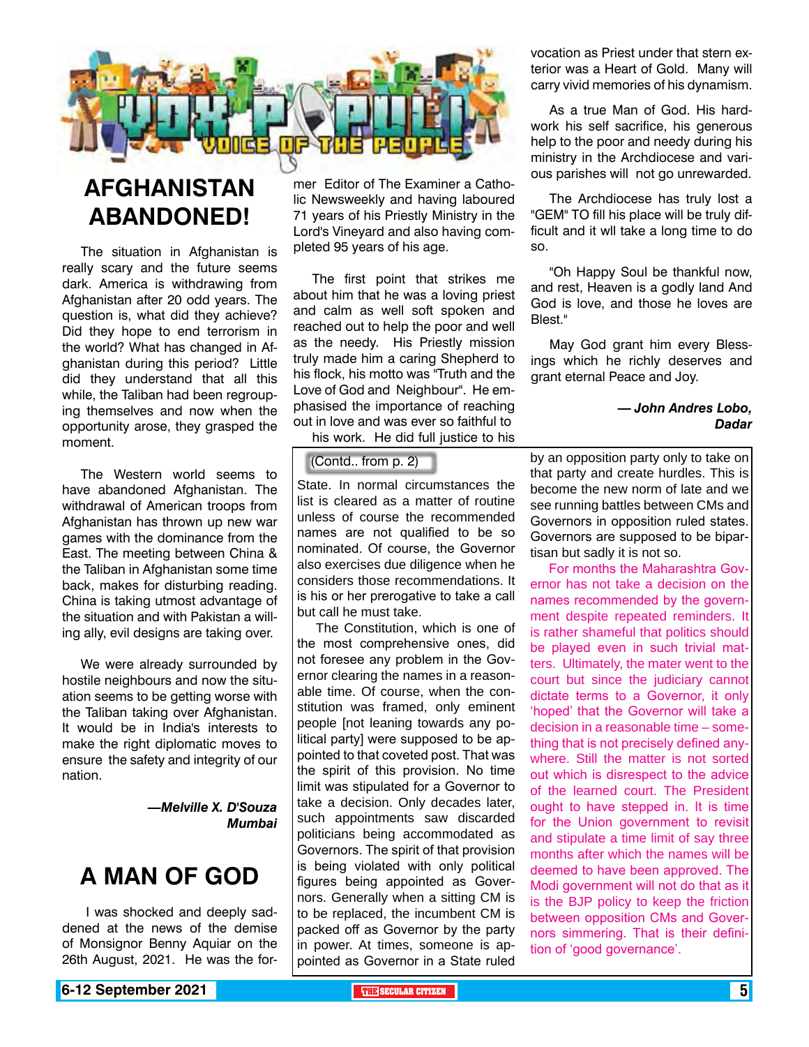# VOX POPULI

VOICE OF THE PEOPLE

## AFGHANISTAN ABANDONED!

The situation in Afghanistan is really scary and the future seems dark. America is withdrawing from Afghanistan after 20 odd years. The question is, what did they achieve? Did they hope to end terrorism in the world? What has changed in Afghanistan during this period? Little did they understand that all this while, the Taliban had been regrouping themselves and now when the opportunity arose, they grasped the moment.

The Western world seems to have abandoned Afghanistan. The withdrawal of American troops from Afghanistan has thrown up new war games with the dominance from the East. The meeting between China & the Taliban in Afghanistan some time back, makes for disturbing reading. China is taking utmost advantage of the situation and with Pakistan a willing ally, evil designs are taking over.

We were already surrounded by hostile neighbours and now the situation seems to be getting worse with the Taliban taking over Afghanistan. It would be in India's interests to make the right diplomatic moves to ensure the safety and integrity of our nation.

***—Melville X. D'Souza***
***Mumbai***

## A MAN OF GOD

I was shocked and deeply saddened at the news of the demise of Monsignor Benny Aquiar on the 26th August, 2021. He was the former Editor of The Examiner a Catholic Newsweekly and having laboured 71 years of his Priestly Ministry in the Lord's Vineyard and also having completed 95 years of his age.

The first point that strikes me about him that he was a loving priest and calm as well soft spoken and reached out to help the poor and well as the needy. His Priestly mission truly made him a caring Shepherd to his flock, his motto was "Truth and the Love of God and Neighbour". He emphasised the importance of reaching out in love and was ever so faithful to his work. He did full justice to his vocation as Priest under that stern exterior was a Heart of Gold. Many will carry vivid memories of his dynamism.

As a true Man of God. His hardwork his self sacrifice, his generous help to the poor and needy during his ministry in the Archdiocese and various parishes will not go unrewarded.

The Archdiocese has truly lost a "GEM" TO fill his place will be truly difficult and it wll take a long time to do so.

"Oh Happy Soul be thankful now, and rest, Heaven is a godly land And God is love, and those he loves are Blest."

May God grant him every Blessings which he richly deserves and grant eternal Peace and Joy.

***— John Andres Lobo,***
***Dadar***

---

(Contd.. from p. 2)

State. In normal circumstances the list is cleared as a matter of routine unless of course the recommended names are not qualified to be so nominated. Of course, the Governor also exercises due diligence when he considers those recommendations. It is his or her prerogative to take a call but call he must take.

The Constitution, which is one of the most comprehensive ones, did not foresee any problem in the Governor clearing the names in a reasonable time. Of course, when the constitution was framed, only eminent people [not leaning towards any political party] were supposed to be appointed to that coveted post. That was the spirit of this provision. No time limit was stipulated for a Governor to take a decision. Only decades later, such appointments saw discarded politicians being accommodated as Governors. The spirit of that provision is being violated with only political figures being appointed as Governors. Generally when a sitting CM is to be replaced, the incumbent CM is packed off as Governor by the party in power. At times, someone is appointed as Governor in a State ruled by an opposition party only to take on that party and create hurdles. This is become the new norm of late and we see running battles between CMs and Governors in opposition ruled states. Governors are supposed to be bipartisan but sadly it is not so.

For months the Maharashtra Governor has not take a decision on the names recommended by the government despite repeated reminders. It is rather shameful that politics should be played even in such trivial matters. Ultimately, the mater went to the court but since the judiciary cannot dictate terms to a Governor, it only 'hoped' that the Governor will take a decision in a reasonable time – something that is not precisely defined anywhere. Still the matter is not sorted out which is disrespect to the advice of the learned court. The President ought to have stepped in. It is time for the Union government to revisit and stipulate a time limit of say three months after which the names will be deemed to have been approved. The Modi government will not do that as it is the BJP policy to keep the friction between opposition CMs and Governors simmering. That is their definition of 'good governance'.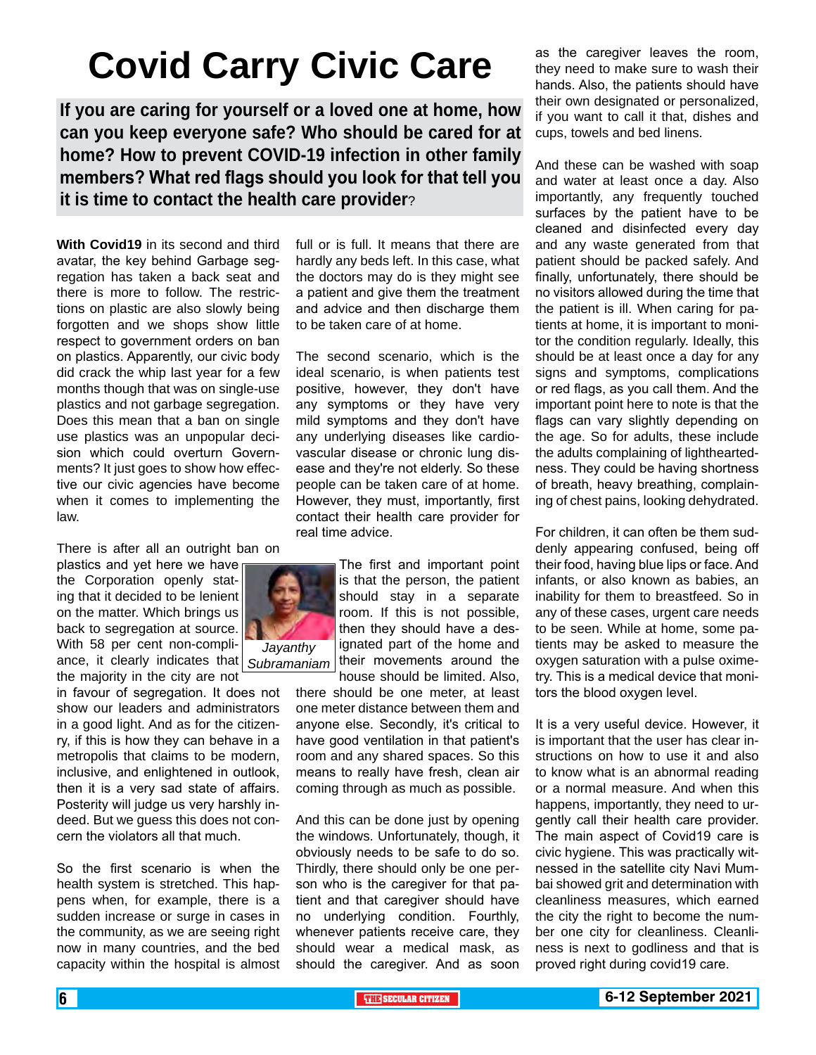# Covid Carry Civic Care

**If you are caring for yourself or a loved one at home, how can you keep everyone safe? Who should be cared for at home? How to prevent COVID-19 infection in other family members? What red flags should you look for that tell you it is time to contact the health care provider?**

**With Covid19** in its second and third avatar, the key behind Garbage segregation has taken a back seat and there is more to follow. The restrictions on plastic are also slowly being forgotten and we shops show little respect to government orders on ban on plastics. Apparently, our civic body did crack the whip last year for a few months though that was on single-use plastics and not garbage segregation. Does this mean that a ban on single use plastics was an unpopular decision which could overturn Governments? It just goes to show how effective our civic agencies have become when it comes to implementing the law.

There is after all an outright ban on plastics and yet here we have the Corporation openly stating that it decided to be lenient on the matter. Which brings us back to segregation at source. With 58 per cent non-compliance, it clearly indicates that the majority in the city are not in favour of segregation. It does not show our leaders and administrators in a good light. And as for the citizenry, if this is how they can behave in a metropolis that claims to be modern, inclusive, and enlightened in outlook, then it is a very sad state of affairs. Posterity will judge us very harshly indeed. But we guess this does not concern the violators all that much.

*Jayanthy Subramaniam*

So the first scenario is when the health system is stretched. This happens when, for example, there is a sudden increase or surge in cases in the community, as we are seeing right now in many countries, and the bed capacity within the hospital is almost full or is full. It means that there are hardly any beds left. In this case, what the doctors may do is they might see a patient and give them the treatment and advice and then discharge them to be taken care of at home.

The second scenario, which is the ideal scenario, is when patients test positive, however, they don't have any symptoms or they have very mild symptoms and they don't have any underlying diseases like cardiovascular disease or chronic lung disease and they're not elderly. So these people can be taken care of at home. However, they must, importantly, first contact their health care provider for real time advice.

The first and important point is that the person, the patient should stay in a separate room. If this is not possible, then they should have a designated part of the home and their movements around the house should be limited. Also, there should be one meter, at least one meter distance between them and anyone else. Secondly, it's critical to have good ventilation in that patient's room and any shared spaces. So this means to really have fresh, clean air coming through as much as possible.

And this can be done just by opening the windows. Unfortunately, though, it obviously needs to be safe to do so. Thirdly, there should only be one person who is the caregiver for that patient and that caregiver should have no underlying condition. Fourthly, whenever patients receive care, they should wear a medical mask, as should the caregiver. And as soon as the caregiver leaves the room, they need to make sure to wash their hands. Also, the patients should have their own designated or personalized, if you want to call it that, dishes and cups, towels and bed linens.

And these can be washed with soap and water at least once a day. Also importantly, any frequently touched surfaces by the patient have to be cleaned and disinfected every day and any waste generated from that patient should be packed safely. And finally, unfortunately, there should be no visitors allowed during the time that the patient is ill. When caring for patients at home, it is important to monitor the condition regularly. Ideally, this should be at least once a day for any signs and symptoms, complications or red flags, as you call them. And the important point here to note is that the flags can vary slightly depending on the age. So for adults, these include the adults complaining of lightheartedness. They could be having shortness of breath, heavy breathing, complaining of chest pains, looking dehydrated.

For children, it can often be them suddenly appearing confused, being off their food, having blue lips or face. And infants, or also known as babies, an inability for them to breastfeed. So in any of these cases, urgent care needs to be seen. While at home, some patients may be asked to measure the oxygen saturation with a pulse oximetry. This is a medical device that monitors the blood oxygen level.

It is a very useful device. However, it is important that the user has clear instructions on how to use it and also to know what is an abnormal reading or a normal measure. And when this happens, importantly, they need to urgently call their health care provider. The main aspect of Covid19 care is civic hygiene. This was practically witnessed in the satellite city Navi Mumbai showed grit and determination with cleanliness measures, which earned the city the right to become the number one city for cleanliness. Cleanliness is next to godliness and that is proved right during covid19 care.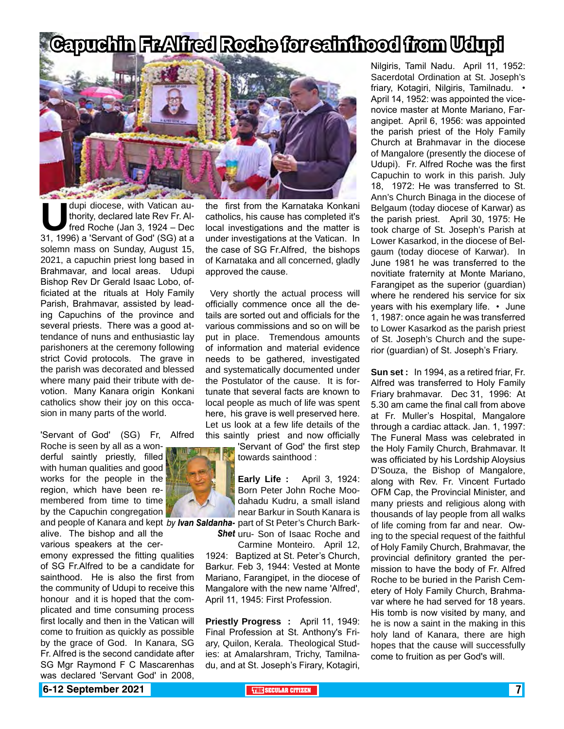# Capuchin Fr.Alfred Roche for sainthood from Udupi

*by Ivan Saldanha-Shet*

Udupi diocese, with Vatican authority, declared late Rev Fr. Alfred Roche (Jan 3, 1924 – Dec 31, 1996) a 'Servant of God' (SG) at a solemn mass on Sunday, August 15, 2021, a capuchin priest long based in Brahmavar, and local areas. Udupi Bishop Rev Dr Gerald Isaac Lobo, officiated at the rituals at Holy Family Parish, Brahmavar, assisted by leading Capuchins of the province and several priests. There was a good attendance of nuns and enthusiastic lay parishoners at the ceremony following strict Covid protocols. The grave in the parish was decorated and blessed where many paid their tribute with devotion. Many Kanara origin Konkani catholics show their joy on this occasion in many parts of the world.

'Servant of God' (SG) Fr, Alfred Roche is seen by all as a wonderful saintly priestly, filled with human qualities and good works for the people in the region, which have been remembered from time to time by the Capuchin congregation and people of Kanara and kept alive. The bishop and all the various speakers at the ceremony expressed the fitting qualities of SG Fr.Alfred to be a candidate for sainthood. He is also the first from the community of Udupi to receive this honour and it is hoped that the complicated and time consuming process first locally and then in the Vatican will come to fruition as quickly as possible by the grace of God. In Kanara, SG Fr. Alfred is the second candidate after SG Mgr Raymond F C Mascarenhas was declared 'Servant God' in 2008, the first from the Karnataka Konkani catholics, his cause has completed it's local investigations and the matter is under investigations at the Vatican. In the case of SG Fr.Alfred, the bishops of Karnataka and all concerned, gladly approved the cause.

Very shortly the actual process will officially commence once all the details are sorted out and officials for the various commissions and so on will be put in place. Tremendous amounts of information and material evidence needs to be gathered, investigated and systematically documented under the Postulator of the cause. It is fortunate that several facts are known to local people as much of life was spent here, his grave is well preserved here. Let us look at a few life details of the this saintly priest and now officially 'Servant of God' the first step towards sainthood :

**Early Life :** April 3, 1924: Born Peter John Roche Moodahadu Kudru, a small island near Barkur in South Kanara is part of St Peter's Church Barkuru- Son of Isaac Roche and Carmine Monteiro. April 12, 1924: Baptized at St. Peter's Church, Barkur. Feb 3, 1944: Vested at Monte Mariano, Farangipet, in the diocese of Mangalore with the new name 'Alfred', April 11, 1945: First Profession.

**Priestly Progress :** April 11, 1949: Final Profession at St. Anthony's Friary, Quilon, Kerala. Theological Studies: at Amalarshram, Trichy, Tamilnadu, and at St. Joseph's Firary, Kotagiri, Nilgiris, Tamil Nadu. April 11, 1952: Sacerdotal Ordination at St. Joseph's friary, Kotagiri, Nilgiris, Tamilnadu. • April 14, 1952: was appointed the vice-novice master at Monte Mariano, Farangipet. April 6, 1956: was appointed the parish priest of the Holy Family Church at Brahmavar in the diocese of Mangalore (presently the diocese of Udupi). Fr. Alfred Roche was the first Capuchin to work in this parish. July 18, 1972: He was transferred to St. Ann's Church Binaga in the diocese of Belgaum (today diocese of Karwar) as the parish priest. April 30, 1975: He took charge of St. Joseph's Parish at Lower Kasarkod, in the diocese of Belgaum (today diocese of Karwar). In June 1981 he was transferred to the novitiate fraternity at Monte Mariano, Farangipet as the superior (guardian) where he rendered his service for six years with his exemplary life. • June 1, 1987: once again he was transferred to Lower Kasarkod as the parish priest of St. Joseph's Church and the superior (guardian) of St. Joseph's Friary.

**Sun set :** In 1994, as a retired friar, Fr. Alfred was transferred to Holy Family Friary brahmavar. Dec 31, 1996: At 5.30 am came the final call from above at Fr. Muller's Hospital, Mangalore through a cardiac attack. Jan. 1, 1997: The Funeral Mass was celebrated in the Holy Family Church, Brahmavar. It was officiated by his Lordship Aloysius D'Souza, the Bishop of Mangalore, along with Rev. Fr. Vincent Furtado OFM Cap, the Provincial Minister, and many priests and religious along with thousands of lay people from all walks of life coming from far and near. Owing to the special request of the faithful of Holy Family Church, Brahmavar, the provincial definitory granted the permission to have the body of Fr. Alfred Roche to be buried in the Parish Cemetery of Holy Family Church, Brahmavar where he had served for 18 years. His tomb is now visited by many, and he is now a saint in the making in this holy land of Kanara, there are high hopes that the cause will successfully come to fruition as per God's will.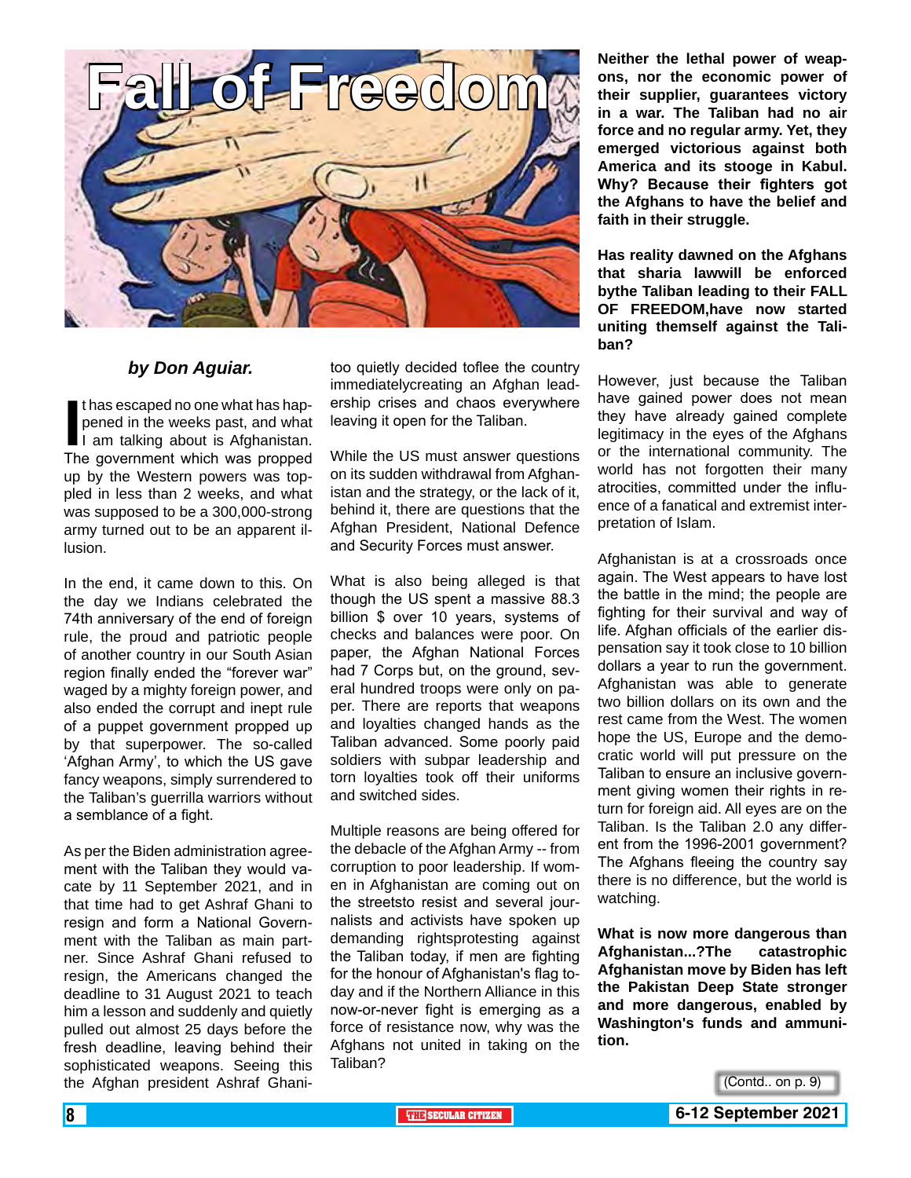# Fall of Freedom

*by Don Aguiar.*

It has escaped no one what has happened in the weeks past, and what I am talking about is Afghanistan. The government which was propped up by the Western powers was toppled in less than 2 weeks, and what was supposed to be a 300,000-strong army turned out to be an apparent illusion.

In the end, it came down to this. On the day we Indians celebrated the 74th anniversary of the end of foreign rule, the proud and patriotic people of another country in our South Asian region finally ended the "forever war" waged by a mighty foreign power, and also ended the corrupt and inept rule of a puppet government propped up by that superpower. The so-called 'Afghan Army', to which the US gave fancy weapons, simply surrendered to the Taliban's guerrilla warriors without a semblance of a fight.

As per the Biden administration agreement with the Taliban they would vacate by 11 September 2021, and in that time had to get Ashraf Ghani to resign and form a National Government with the Taliban as main partner. Since Ashraf Ghani refused to resign, the Americans changed the deadline to 31 August 2021 to teach him a lesson and suddenly and quietly pulled out almost 25 days before the fresh deadline, leaving behind their sophisticated weapons. Seeing this the Afghan president Ashraf Ghani too quietly decided toflee the country immediatelycreating an Afghan leadership crises and chaos everywhere leaving it open for the Taliban.

While the US must answer questions on its sudden withdrawal from Afghanistan and the strategy, or the lack of it, behind it, there are questions that the Afghan President, National Defence and Security Forces must answer.

What is also being alleged is that though the US spent a massive 88.3 billion $ over 10 years, systems of checks and balances were poor. On paper, the Afghan National Forces had 7 Corps but, on the ground, several hundred troops were only on paper. There are reports that weapons and loyalties changed hands as the Taliban advanced. Some poorly paid soldiers with subpar leadership and torn loyalties took off their uniforms and switched sides.

Multiple reasons are being offered for the debacle of the Afghan Army -- from corruption to poor leadership. If women in Afghanistan are coming out on the streetsto resist and several journalists and activists have spoken up demanding rightsprotesting against the Taliban today, if men are fighting for the honour of Afghanistan's flag today and if the Northern Alliance in this now-or-never fight is emerging as a force of resistance now, why was the Afghans not united in taking on the Taliban?

**Neither the lethal power of weapons, nor the economic power of their supplier, guarantees victory in a war. The Taliban had no air force and no regular army. Yet, they emerged victorious against both America and its stooge in Kabul. Why? Because their fighters got the Afghans to have the belief and faith in their struggle.**

**Has reality dawned on the Afghans that sharia lawwill be enforced bythe Taliban leading to their FALL OF FREEDOM,have now started uniting themself against the Taliban?**

However, just because the Taliban have gained power does not mean they have already gained complete legitimacy in the eyes of the Afghans or the international community. The world has not forgotten their many atrocities, committed under the influence of a fanatical and extremist interpretation of Islam.

Afghanistan is at a crossroads once again. The West appears to have lost the battle in the mind; the people are fighting for their survival and way of life. Afghan officials of the earlier dispensation say it took close to 10 billion dollars a year to run the government. Afghanistan was able to generate two billion dollars on its own and the rest came from the West. The women hope the US, Europe and the democratic world will put pressure on the Taliban to ensure an inclusive government giving women their rights in return for foreign aid. All eyes are on the Taliban. Is the Taliban 2.0 any different from the 1996-2001 government? The Afghans fleeing the country say there is no difference, but the world is watching.

**What is now more dangerous than Afghanistan...?The catastrophic Afghanistan move by Biden has left the Pakistan Deep State stronger and more dangerous, enabled by Washington's funds and ammunition.**

(Contd.. on p. 9)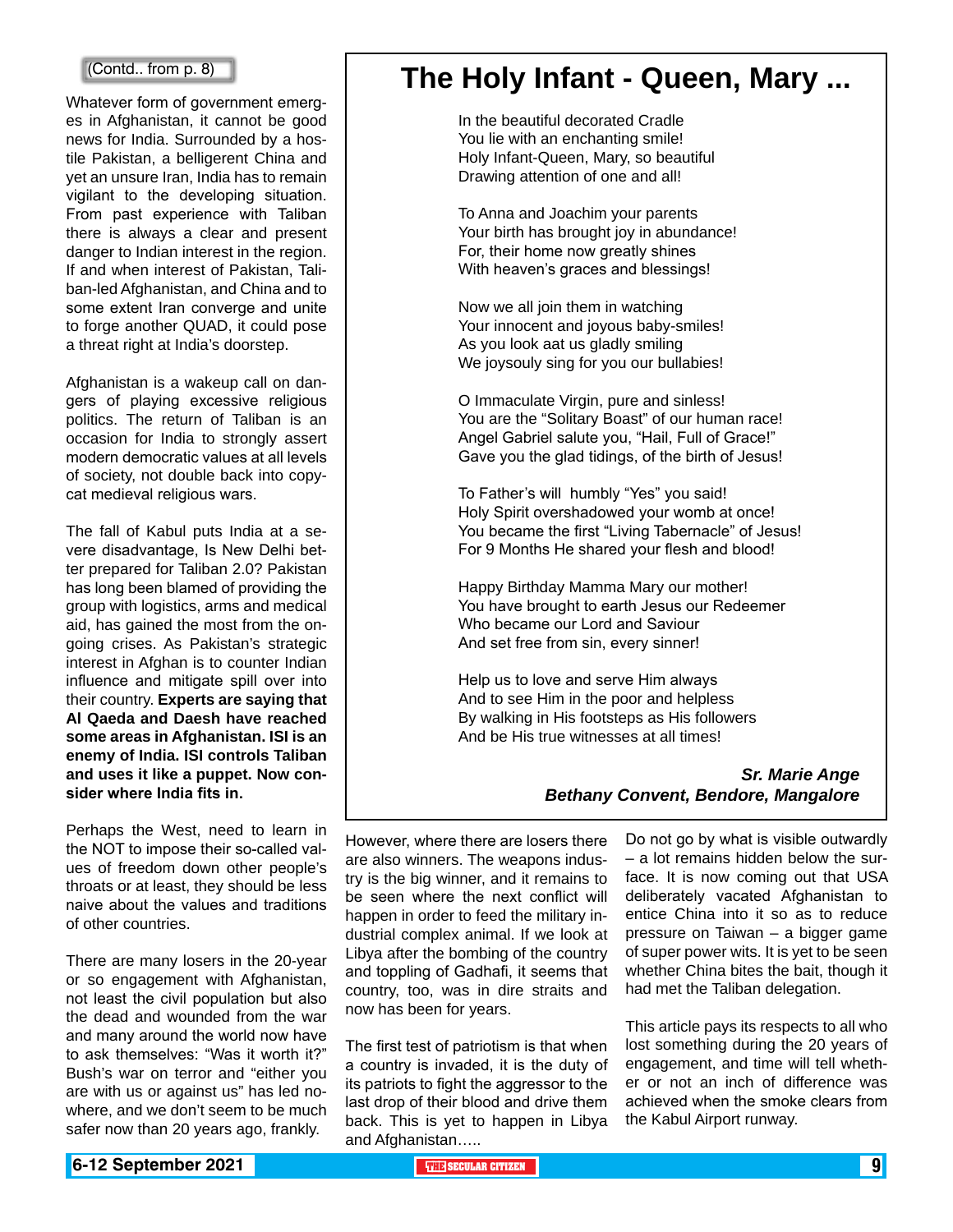(Contd.. from p. 8)

Whatever form of government emerges in Afghanistan, it cannot be good news for India. Surrounded by a hostile Pakistan, a belligerent China and yet an unsure Iran, India has to remain vigilant to the developing situation. From past experience with Taliban there is always a clear and present danger to Indian interest in the region. If and when interest of Pakistan, Taliban-led Afghanistan, and China and to some extent Iran converge and unite to forge another QUAD, it could pose a threat right at India's doorstep.

Afghanistan is a wakeup call on dangers of playing excessive religious politics. The return of Taliban is an occasion for India to strongly assert modern democratic values at all levels of society, not double back into copy-cat medieval religious wars.

The fall of Kabul puts India at a severe disadvantage, Is New Delhi better prepared for Taliban 2.0? Pakistan has long been blamed of providing the group with logistics, arms and medical aid, has gained the most from the ongoing crises. As Pakistan's strategic interest in Afghan is to counter Indian influence and mitigate spill over into their country. **Experts are saying that Al Qaeda and Daesh have reached some areas in Afghanistan. ISI is an enemy of India. ISI controls Taliban and uses it like a puppet. Now consider where India fits in.**

Perhaps the West, need to learn in the NOT to impose their so-called values of freedom down other people's throats or at least, they should be less naive about the values and traditions of other countries.

There are many losers in the 20-year or so engagement with Afghanistan, not least the civil population but also the dead and wounded from the war and many around the world now have to ask themselves: "Was it worth it?" Bush's war on terror and "either you are with us or against us" has led nowhere, and we don't seem to be much safer now than 20 years ago, frankly.

However, where there are losers there are also winners. The weapons industry is the big winner, and it remains to be seen where the next conflict will happen in order to feed the military industrial complex animal. If we look at Libya after the bombing of the country and toppling of Gadhafi, it seems that country, too, was in dire straits and now has been for years.

The first test of patriotism is that when a country is invaded, it is the duty of its patriots to fight the aggressor to the last drop of their blood and drive them back. This is yet to happen in Libya and Afghanistan…..

Do not go by what is visible outwardly – a lot remains hidden below the surface. It is now coming out that USA deliberately vacated Afghanistan to entice China into it so as to reduce pressure on Taiwan – a bigger game of super power wits. It is yet to be seen whether China bites the bait, though it had met the Taliban delegation.

This article pays its respects to all who lost something during the 20 years of engagement, and time will tell whether or not an inch of difference was achieved when the smoke clears from the Kabul Airport runway.

# The Holy Infant - Queen, Mary ...

In the beautiful decorated Cradle
You lie with an enchanting smile!
Holy Infant-Queen, Mary, so beautiful
Drawing attention of one and all!

To Anna and Joachim your parents
Your birth has brought joy in abundance!
For, their home now greatly shines
With heaven's graces and blessings!

Now we all join them in watching
Your innocent and joyous baby-smiles!
As you look aat us gladly smiling
We joysouly sing for you our bullabies!

O Immaculate Virgin, pure and sinless!
You are the "Solitary Boast" of our human race!
Angel Gabriel salute you, "Hail, Full of Grace!"
Gave you the glad tidings, of the birth of Jesus!

To Father's will humbly "Yes" you said!
Holy Spirit overshadowed your womb at once!
You became the first "Living Tabernacle" of Jesus!
For 9 Months He shared your flesh and blood!

Happy Birthday Mamma Mary our mother!
You have brought to earth Jesus our Redeemer
Who became our Lord and Saviour
And set free from sin, every sinner!

Help us to love and serve Him always
And to see Him in the poor and helpless
By walking in His footsteps as His followers
And be His true witnesses at all times!

***Sr. Marie Ange***
***Bethany Convent, Bendore, Mangalore***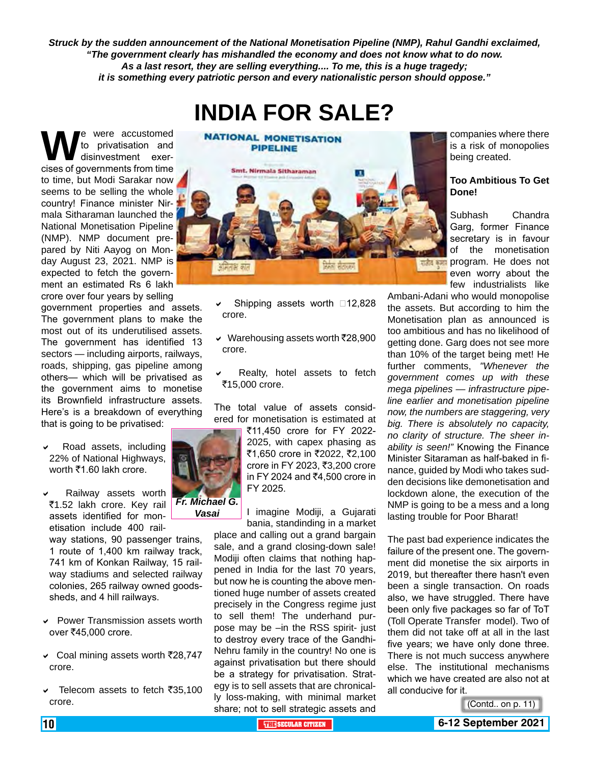*Struck by the sudden announcement of the National Monetisation Pipeline (NMP), Rahul Gandhi exclaimed, "The government clearly has mishandled the economy and does not know what to do now. As a last resort, they are selling everything.... To me, this is a huge tragedy; it is something every patriotic person and every nationalistic person should oppose."*

# INDIA FOR SALE?

We were accustomed to privatisation and disinvestment exercises of governments from time to time, but Modi Sarakar now seems to be selling the whole country! Finance minister Nirmala Sitharaman launched the National Monetisation Pipeline (NMP). NMP document prepared by Niti Aayog on Monday August 23, 2021. NMP is expected to fetch the government an estimated Rs 6 lakh crore over four years by selling government properties and assets. The government plans to make the most out of its underutilised assets. The government has identified 13 sectors — including airports, railways, roads, shipping, gas pipeline among others— which will be privatised as the government aims to monetise its Brownfield infrastructure assets. Here's is a breakdown of everything that is going to be privatised:

- Road assets, including 22% of National Highways, worth ₹1.60 lakh crore.
- Railway assets worth ₹1.52 lakh crore. Key rail assets identified for monetisation include 400 railway stations, 90 passenger trains, 1 route of 1,400 km railway track, 741 km of Konkan Railway, 15 railway stadiums and selected railway colonies, 265 railway owned goods-sheds, and 4 hill railways.
- Power Transmission assets worth over ₹45,000 crore.
- Coal mining assets worth ₹28,747 crore.
- Telecom assets to fetch ₹35,100 crore.
- Shipping assets worth ₹12,828 crore.
- Warehousing assets worth ₹28,900 crore.
- Realty, hotel assets to fetch ₹15,000 crore.

The total value of assets considered for monetisation is estimated at ₹11,450 crore for FY 2022-2025, with capex phasing as ₹1,650 crore in ₹2022, ₹2,100 crore in FY 2023, ₹3,200 crore in FY 2024 and ₹4,500 crore in FY 2025.

***Fr. Michael G. Vasai***

I imagine Modiji, a Gujarati bania, standinding in a market place and calling out a grand bargain sale, and a grand closing-down sale! Modiji often claims that nothing happened in India for the last 70 years, but now he is counting the above mentioned huge number of assets created precisely in the Congress regime just to sell them! The underhand purpose may be –in the RSS spirit- just to destroy every trace of the Gandhi-Nehru family in the country! No one is against privatisation but there should be a strategy for privatisation. Strategy is to sell assets that are chronically loss-making, with minimal market share; not to sell strategic assets and companies where there is a risk of monopolies being created.

**Too Ambitious To Get Done!**

Subhash Chandra Garg, former Finance secretary is in favour of the monetisation program. He does not even worry about the few industrialists like Ambani-Adani who would monopolise the assets. But according to him the Monetisation plan as announced is too ambitious and has no likelihood of getting done. Garg does not see more than 10% of the target being met! He further comments, *"Whenever the government comes up with these mega pipelines — infrastructure pipeline earlier and monetisation pipeline now, the numbers are staggering, very big. There is absolutely no capacity, no clarity of structure. The sheer inability is seen!"* Knowing the Finance Minister Sitaraman as half-baked in finance, guided by Modi who takes sudden decisions like demonetisation and lockdown alone, the execution of the NMP is going to be a mess and a long lasting trouble for Poor Bharat!

The past bad experience indicates the failure of the present one. The government did monetise the six airports in 2019, but thereafter there hasn't even been a single transaction. On roads also, we have struggled. There have been only five packages so far of ToT (Toll Operate Transfer model). Two of them did not take off at all in the last five years; we have only done three. There is not much success anywhere else. The institutional mechanisms which we have created are also not at all conducive for it.

(Contd.. on p. 11)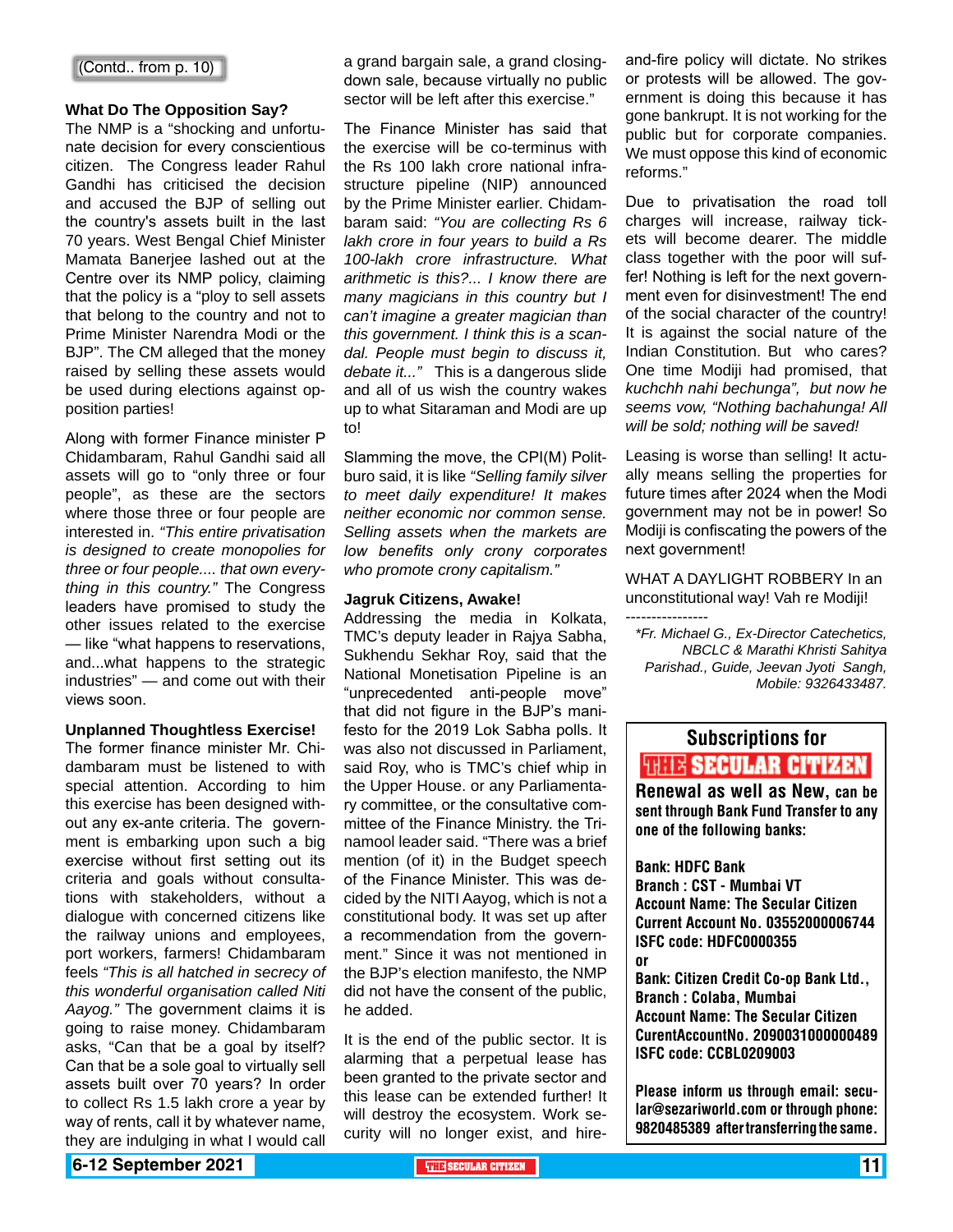(Contd.. from p. 10)

### What Do The Opposition Say?

The NMP is a "shocking and unfortunate decision for every conscientious citizen. The Congress leader Rahul Gandhi has criticised the decision and accused the BJP of selling out the country's assets built in the last 70 years. West Bengal Chief Minister Mamata Banerjee lashed out at the Centre over its NMP policy, claiming that the policy is a "ploy to sell assets that belong to the country and not to Prime Minister Narendra Modi or the BJP". The CM alleged that the money raised by selling these assets would be used during elections against opposition parties!

Along with former Finance minister P Chidambaram, Rahul Gandhi said all assets will go to "only three or four people", as these are the sectors where those three or four people are interested in. *"This entire privatisation is designed to create monopolies for three or four people.... that own everything in this country."* The Congress leaders have promised to study the other issues related to the exercise — like "what happens to reservations, and...what happens to the strategic industries" — and come out with their views soon.

### Unplanned Thoughtless Exercise!

The former finance minister Mr. Chidambaram must be listened to him with special attention. According to him this exercise has been designed without any ex-ante criteria. The government is embarking upon such a big exercise without first setting out its criteria and goals without consultations with stakeholders, without a dialogue with concerned citizens like the railway unions and employees, port workers, farmers! Chidambaram feels *"This is all hatched in secrecy of this wonderful organisation called Niti Aayog."* The government claims it is going to raise money. Chidambaram asks, "Can that be a goal by itself? Can that be a sole goal to virtually sell assets built over 70 years? In order to collect Rs 1.5 lakh crore a year by way of rents, call it by whatever name, they are indulging in what I would call a grand bargain sale, a grand closing-down sale, because virtually no public sector will be left after this exercise."

The Finance Minister has said that the exercise will be co-terminus with the Rs 100 lakh crore national infrastructure pipeline (NIP) announced by the Prime Minister earlier. Chidambaram said: *"You are collecting Rs 6 lakh crore in four years to build a Rs 100-lakh crore infrastructure. What arithmetic is this?... I know there are many magicians in this country but I can't imagine a greater magician than this government. I think this is a scandal. People must begin to discuss it, debate it..."* This is a dangerous slide and all of us wish the country wakes up to what Sitaraman and Modi are up to!

Slamming the move, the CPI(M) Politburo said, it is like *"Selling family silver to meet daily expenditure! It makes neither economic nor common sense. Selling assets when the markets are low benefits only crony corporates who promote crony capitalism."*

### Jagruk Citizens, Awake!

Addressing the media in Kolkata, TMC's deputy leader in Rajya Sabha, Sukhendu Sekhar Roy, said that the National Monetisation Pipeline is an "unprecedented anti-people move" that did not figure in the BJP's manifesto for the 2019 Lok Sabha polls. It was also not discussed in Parliament, said Roy, who is TMC's chief whip in the Upper House. or any Parliamentary committee, or the consultative committee of the Finance Ministry. the Trinamool leader said. "There was a brief mention (of it) in the Budget speech of the Finance Minister. This was decided by the NITI Aayog, which is not a constitutional body. It was set up after a recommendation from the government." Since it was not mentioned in the BJP's election manifesto, the NMP did not have the consent of the public, he added.

It is the end of the public sector. It is alarming that a perpetual lease has been granted to the private sector and this lease can be extended further! It will destroy the ecosystem. Work security will no longer exist, and hire-and-fire policy will dictate. No strikes or protests will be allowed. The government is doing this because it has gone bankrupt. It is not working for the public but for corporate companies. We must oppose this kind of economic reforms."

Due to privatisation the road toll charges will increase, railway tickets will become dearer. The middle class together with the poor will suffer! Nothing is left for the next government even for disinvestment! The end of the social character of the country! It is against the social nature of the Indian Constitution. But who cares? One time Modiji had promised, that *kuchchh nahi bechunga", but now he seems vow, "Nothing bachahunga! All will be sold; nothing will be saved!*

Leasing is worse than selling! It actually means selling the properties for future times after 2024 when the Modi government may not be in power! So Modiji is confiscating the powers of the next government!

WHAT A DAYLIGHT ROBBERY In an unconstitutional way! Vah re Modiji!

----------------

*\*Fr. Michael G., Ex-Director Catechetics, NBCLC & Marathi Khristi Sahitya Parishad., Guide, Jeevan Jyoti Sangh, Mobile: 9326433487.*

---

**Subscriptions for THE SECULAR CITIZEN**

**Renewal as well as New, can be sent through Bank Fund Transfer to any one of the following banks:**

**Bank: HDFC Bank**
**Branch : CST - Mumbai VT**
**Account Name: The Secular Citizen**
**Current Account No. 03552000006744**
**ISFC code: HDFC0000355**

**or**

**Bank: Citizen Credit Co-op Bank Ltd.,**
**Branch : Colaba, Mumbai**
**Account Name: The Secular Citizen**
**CurentAccountNo. 2090031000000489**
**ISFC code: CCBL0209003**

**Please inform us through email: secular@sezariworld.com or through phone: 9820485389 after transferring the same.**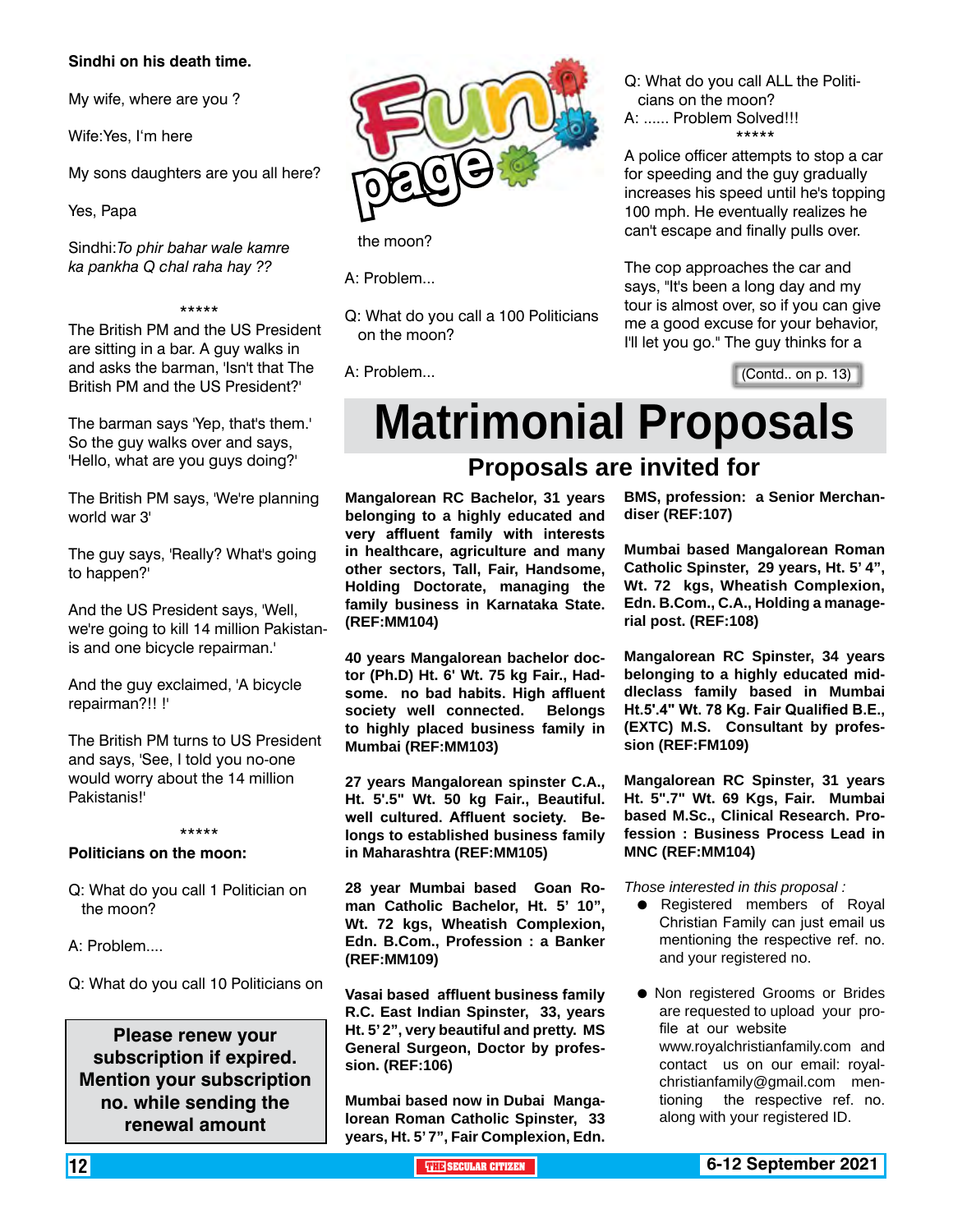**Sindhi on his death time.**

My wife, where are you ?

Wife:Yes, I'm here

My sons daughters are you all here?

Yes, Papa

Sindhi:*To phir bahar wale kamre ka pankha Q chal raha hay ??*

\*\*\*\*\*

The British PM and the US President are sitting in a bar. A guy walks in and asks the barman, 'Isn't that The British PM and the US President?'

The barman says 'Yep, that's them.' So the guy walks over and says, 'Hello, what are you guys doing?'

The British PM says, 'We're planning world war 3'

The guy says, 'Really? What's going to happen?'

And the US President says, 'Well, we're going to kill 14 million Pakistanis and one bicycle repairman.'

And the guy exclaimed, 'A bicycle repairman?!! !'

The British PM turns to US President and says, 'See, I told you no-one would worry about the 14 million Pakistanis!'

\*\*\*\*\*

**Politicians on the moon:**

Q: What do you call 1 Politician on the moon?

A: Problem....

Q: What do you call 10 Politicians on the moon?

A: Problem...

Q: What do you call a 100 Politicians on the moon?

A: Problem...

Q: What do you call ALL the Politicians on the moon?
A: ...... Problem Solved!!!

\*\*\*\*\*

A police officer attempts to stop a car for speeding and the guy gradually increases his speed until he's topping 100 mph. He eventually realizes he can't escape and finally pulls over.

The cop approaches the car and says, "It's been a long day and my tour is almost over, so if you can give me a good excuse for your behavior, I'll let you go." The guy thinks for a

(Contd.. on p. 13)

**Please renew your subscription if expired. Mention your subscription no. while sending the renewal amount**

# Matrimonial Proposals

## Proposals are invited for

**Mangalorean RC Bachelor, 31 years belonging to a highly educated and very affluent family with interests in healthcare, agriculture and many other sectors, Tall, Fair, Handsome, Holding Doctorate, managing the family business in Karnataka State. (REF:MM104)**

**40 years Mangalorean bachelor doctor (Ph.D) Ht. 6' Wt. 75 kg Fair., Hadsome. no bad habits. High affluent society well connected. Belongs to highly placed business family in Mumbai (REF:MM103)**

**27 years Mangalorean spinster C.A., Ht. 5'.5" Wt. 50 kg Fair., Beautiful. well cultured. Affluent society. Belongs to established business family in Maharashtra (REF:MM105)**

**28 year Mumbai based Goan Roman Catholic Bachelor, Ht. 5' 10", Wt. 72 kgs, Wheatish Complexion, Edn. B.Com., Profession : a Banker (REF:MM109)**

**Vasai based affluent business family R.C. East Indian Spinster, 33, years Ht. 5' 2", very beautiful and pretty. MS General Surgeon, Doctor by profession. (REF:106)**

**Mumbai based now in Dubai Mangalorean Roman Catholic Spinster, 33 years, Ht. 5' 7", Fair Complexion, Edn. BMS, profession: a Senior Merchandiser (REF:107)**

**Mumbai based Mangalorean Roman Catholic Spinster, 29 years, Ht. 5' 4", Wt. 72 kgs, Wheatish Complexion, Edn. B.Com., C.A., Holding a managerial post. (REF:108)**

**Mangalorean RC Spinster, 34 years belonging to a highly educated middleclass family based in Mumbai Ht.5'.4" Wt. 78 Kg. Fair Qualified B.E., (EXTC) M.S. Consultant by profession (REF:FM109)**

**Mangalorean RC Spinster, 31 years Ht. 5".7" Wt. 69 Kgs, Fair. Mumbai based M.Sc., Clinical Research. Profession : Business Process Lead in MNC (REF:MM104)**

*Those interested in this proposal :*

- Registered members of Royal Christian Family can just email us mentioning the respective ref. no. and your registered no.
- Non registered Grooms or Brides are requested to upload your profile at our website www.royalchristianfamily.com and contact us on our email: royalchristianfamily@gmail.com mentioning the respective ref. no. along with your registered ID.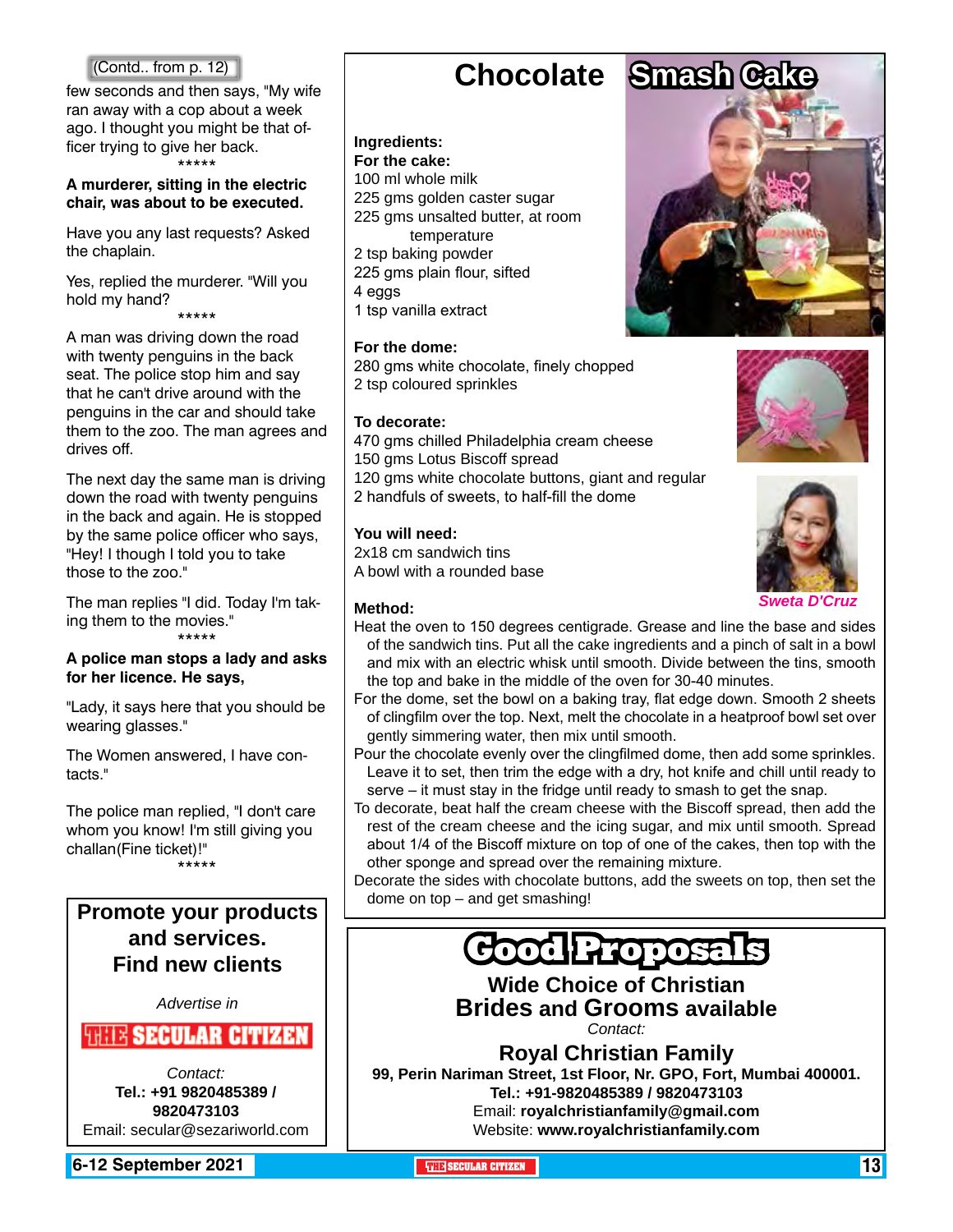(Contd.. from p. 12)

few seconds and then says, "My wife ran away with a cop about a week ago. I thought you might be that officer trying to give her back.

*****

**A murderer, sitting in the electric chair, was about to be executed.**

Have you any last requests? Asked the chaplain.

Yes, replied the murderer. "Will you hold my hand?

*****

A man was driving down the road with twenty penguins in the back seat. The police stop him and say that he can't drive around with the penguins in the car and should take them to the zoo. The man agrees and drives off.

The next day the same man is driving down the road with twenty penguins in the back and again. He is stopped by the same police officer who says, "Hey! I though I told you to take those to the zoo."

The man replies "I did. Today I'm taking them to the movies."

*****

**A police man stops a lady and asks for her licence. He says,**

"Lady, it says here that you should be wearing glasses."

The Women answered, I have contacts."

The police man replied, "I don't care whom you know! I'm still giving you challan(Fine ticket)!"

*****

**Promote your products and services. Find new clients**

*Advertise in*

**THE SECULAR CITIZEN**

*Contact:*
**Tel.: +91 9820485389 / 9820473103**
Email: secular@sezariworld.com

# Chocolate Smash Cake

**Ingredients:**

**For the cake:**

100 ml whole milk
225 gms golden caster sugar
225 gms unsalted butter, at room temperature
2 tsp baking powder
225 gms plain flour, sifted
4 eggs
1 tsp vanilla extract

**For the dome:**

280 gms white chocolate, finely chopped
2 tsp coloured sprinkles

**To decorate:**

470 gms chilled Philadelphia cream cheese
150 gms Lotus Biscoff spread
120 gms white chocolate buttons, giant and regular
2 handfuls of sweets, to half-fill the dome

**You will need:**

2x18 cm sandwich tins
A bowl with a rounded base

*Sweta D'Cruz*

**Method:**

Heat the oven to 150 degrees centigrade. Grease and line the base and sides of the sandwich tins. Put all the cake ingredients and a pinch of salt in a bowl and mix with an electric whisk until smooth. Divide between the tins, smooth the top and bake in the middle of the oven for 30-40 minutes.

For the dome, set the bowl on a baking tray, flat edge down. Smooth 2 sheets of clingfilm over the top. Next, melt the chocolate in a heatproof bowl set over gently simmering water, then mix until smooth.

Pour the chocolate evenly over the clingfilmed dome, then add some sprinkles. Leave it to set, then trim the edge with a dry, hot knife and chill until ready to serve – it must stay in the fridge until ready to smash to get the snap.

To decorate, beat half the cream cheese with the Biscoff spread, then add the rest of the cream cheese and the icing sugar, and mix until smooth. Spread about 1/4 of the Biscoff mixture on top of one of the cakes, then top with the other sponge and spread over the remaining mixture.

Decorate the sides with chocolate buttons, add the sweets on top, then set the dome on top – and get smashing!

# Good Proposals

**Wide Choice of Christian Brides and Grooms available**

*Contact:*

**Royal Christian Family**

**99, Perin Nariman Street, 1st Floor, Nr. GPO, Fort, Mumbai 400001.**
**Tel.: +91-9820485389 / 9820473103**
Email: **royalchristianfamily@gmail.com**
Website: **www.royalchristianfamily.com**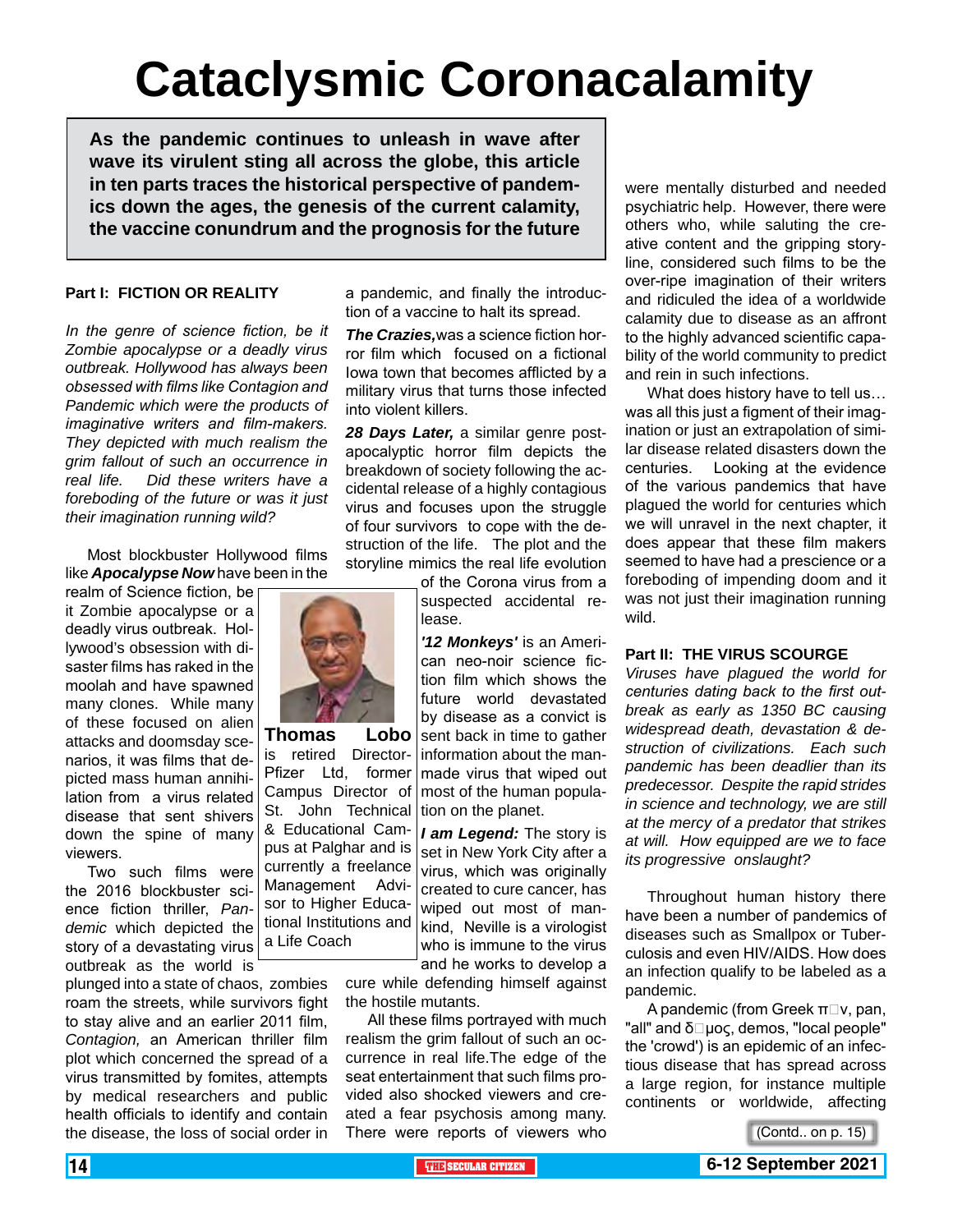# Cataclysmic Coronacalamity

**As the pandemic continues to unleash in wave after wave its virulent sting all across the globe, this article in ten parts traces the historical perspective of pandemics down the ages, the genesis of the current calamity, the vaccine conundrum and the prognosis for the future**

### Part I: FICTION OR REALITY

*In the genre of science fiction, be it Zombie apocalypse or a deadly virus outbreak. Hollywood has always been obsessed with films like Contagion and Pandemic which were the products of imaginative writers and film-makers. They depicted with much realism the grim fallout of such an occurrence in real life. Did these writers have a foreboding of the future or was it just their imagination running wild?*

Most blockbuster Hollywood films like ***Apocalypse Now*** have been in the realm of Science fiction, be it Zombie apocalypse or a deadly virus outbreak. Hollywood's obsession with disaster films has raked in the moolah and have spawned many clones. While many of these focused on alien attacks and doomsday scenarios, it was films that depicted mass human annihilation from a virus related disease that sent shivers down the spine of many viewers.

Two such films were the 2016 blockbuster science fiction thriller, *Pandemic* which depicted the story of a devastating virus outbreak as the world is plunged into a state of chaos, zombies roam the streets, while survivors fight to stay alive and an earlier 2011 film, *Contagion,* an American thriller film plot which concerned the spread of a virus transmitted by fomites, attempts by medical researchers and public health officials to identify and contain the disease, the loss of social order in a pandemic, and finally the introduction of a vaccine to halt its spread.

***The Crazies,*** was a science fiction horror film which focused on a fictional Iowa town that becomes afflicted by a military virus that turns those infected into violent killers.

***28 Days Later,*** a similar genre post-apocalyptic horror film depicts the breakdown of society following the accidental release of a highly contagious virus and focuses upon the struggle of four survivors to cope with the destruction of the life. The plot and the storyline mimics the real life evolution of the Corona virus from a suspected accidental release.

***'12 Monkeys'*** is an American neo-noir science fiction film which shows the future world devastated by disease as a convict is sent back in time to gather information about the man-made virus that wiped out most of the human population on the planet.

***I am Legend:*** The story is set in New York City after a virus, which was originally created to cure cancer, has wiped out most of mankind, Neville is a virologist who is immune to the virus and he works to develop a cure while defending himself against the hostile mutants.

**Thomas Lobo** is retired Director-Pfizer Ltd, former Campus Director of St. John Technical & Educational Campus at Palghar and is currently a freelance Management Advisor to Higher Educational Institutions and a Life Coach

All these films portrayed with much realism the grim fallout of such an occurrence in real life.The edge of the seat entertainment that such films provided also shocked viewers and created a fear psychosis among many. There were reports of viewers who were mentally disturbed and needed psychiatric help. However, there were others who, while saluting the creative content and the gripping storyline, considered such films to be the over-ripe imagination of their writers and ridiculed the idea of a worldwide calamity due to disease as an affront to the highly advanced scientific capability of the world community to predict and rein in such infections.

What does history have to tell us… was all this just a figment of their imagination or just an extrapolation of similar disease related disasters down the centuries. Looking at the evidence of the various pandemics that have plagued the world for centuries which we will unravel in the next chapter, it does appear that these film makers seemed to have had a prescience or a foreboding of impending doom and it was not just their imagination running wild.

### Part II: THE VIRUS SCOURGE

*Viruses have plagued the world for centuries dating back to the first outbreak as early as 1350 BC causing widespread death, devastation & destruction of civilizations. Each such pandemic has been deadlier than its predecessor. Despite the rapid strides in science and technology, we are still at the mercy of a predator that strikes at will. How equipped are we to face its progressive onslaught?*

Throughout human history there have been a number of pandemics of diseases such as Smallpox or Tuberculosis and even HIV/AIDS. How does an infection qualify to be labeled as a pandemic.

A pandemic (from Greek π□ν, pan, "all" and δ□μος, demos, "local people" the 'crowd') is an epidemic of an infectious disease that has spread across a large region, for instance multiple continents or worldwide, affecting

(Contd.. on p. 15)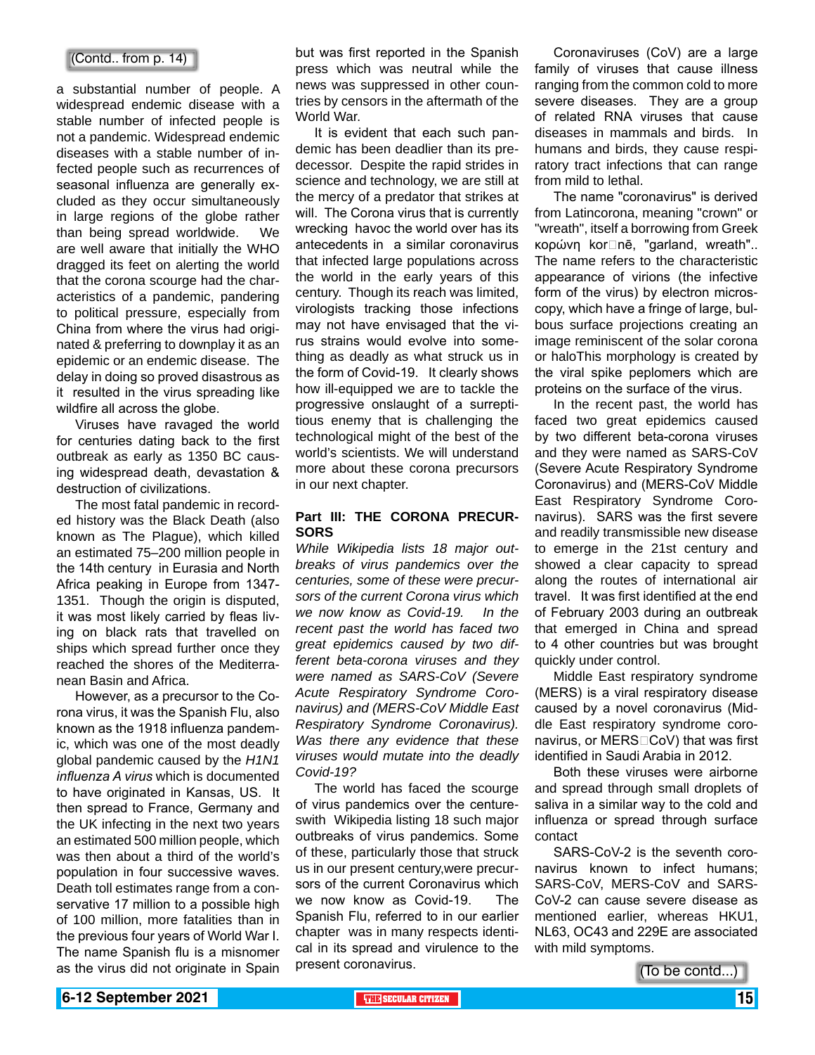(Contd.. from p. 14)

a substantial number of people. A widespread endemic disease with a stable number of infected people is not a pandemic. Widespread endemic diseases with a stable number of infected people such as recurrences of seasonal influenza are generally excluded as they occur simultaneously in large regions of the globe rather than being spread worldwide. We are well aware that initially the WHO dragged its feet on alerting the world that the corona scourge had the characteristics of a pandemic, pandering to political pressure, especially from China from where the virus had originated & preferring to downplay it as an epidemic or an endemic disease. The delay in doing so proved disastrous as it resulted in the virus spreading like wildfire all across the globe.

Viruses have ravaged the world for centuries dating back to the first outbreak as early as 1350 BC causing widespread death, devastation & destruction of civilizations.

The most fatal pandemic in recorded history was the Black Death (also known as The Plague), which killed an estimated 75–200 million people in the 14th century in Eurasia and North Africa peaking in Europe from 1347-1351. Though the origin is disputed, it was most likely carried by fleas living on black rats that travelled on ships which spread further once they reached the shores of the Mediterranean Basin and Africa.

However, as a precursor to the Corona virus, it was the Spanish Flu, also known as the 1918 influenza pandemic, which was one of the most deadly global pandemic caused by the *H1N1 influenza A virus* which is documented to have originated in Kansas, US. It then spread to France, Germany and the UK infecting in the next two years an estimated 500 million people, which was then about a third of the world's population in four successive waves. Death toll estimates range from a conservative 17 million to a possible high of 100 million, more fatalities than in the previous four years of World War I. The name Spanish flu is a misnomer as the virus did not originate in Spain but was first reported in the Spanish press which was neutral while the news was suppressed in other countries by censors in the aftermath of the World War.

It is evident that each such pandemic has been deadlier than its predecessor. Despite the rapid strides in science and technology, we are still at the mercy of a predator that strikes at will. The Corona virus that is currently wrecking havoc the world over has its antecedents in a similar coronavirus that infected large populations across the world in the early years of this century. Though its reach was limited, virologists tracking those infections may not have envisaged that the virus strains would evolve into something as deadly as what struck us in the form of Covid-19. It clearly shows how ill-equipped we are to tackle the progressive onslaught of a surreptitious enemy that is challenging the technological might of the best of the world's scientists. We will understand more about these corona precursors in our next chapter.

## Part III: THE CORONA PRECURSORS

*While Wikipedia lists 18 major outbreaks of virus pandemics over the centuries, some of these were precursors of the current Corona virus which we now know as Covid-19. In the recent past the world has faced two great epidemics caused by two different beta-corona viruses and they were named as SARS-CoV (Severe Acute Respiratory Syndrome Coronavirus) and (MERS-CoV Middle East Respiratory Syndrome Coronavirus). Was there any evidence that these viruses would mutate into the deadly Covid-19?*

The world has faced the scourge of virus pandemics over the centureswith Wikipedia listing 18 such major outbreaks of virus pandemics. Some of these, particularly those that struck us in our present century,were precursors of the current Coronavirus which we now know as Covid-19. The Spanish Flu, referred to in our earlier chapter was in many respects identical in its spread and virulence to the present coronavirus.

Coronaviruses (CoV) are a large family of viruses that cause illness ranging from the common cold to more severe diseases. They are a group of related RNA viruses that cause diseases in mammals and birds. In humans and birds, they cause respiratory tract infections that can range from mild to lethal.

The name "coronavirus" is derived from Latincorona, meaning "crown" or "wreath", itself a borrowing from Greek κορώνη kor□nē, "garland, wreath".. The name refers to the characteristic appearance of virions (the infective form of the virus) by electron microscopy, which have a fringe of large, bulbous surface projections creating an image reminiscent of the solar corona or haloThis morphology is created by the viral spike peplomers which are proteins on the surface of the virus.

In the recent past, the world has faced two great epidemics caused by two different beta-corona viruses and they were named as SARS-CoV (Severe Acute Respiratory Syndrome Coronavirus) and (MERS-CoV Middle East Respiratory Syndrome Coronavirus). SARS was the first severe and readily transmissible new disease to emerge in the 21st century and showed a clear capacity to spread along the routes of international air travel. It was first identified at the end of February 2003 during an outbreak that emerged in China and spread to 4 other countries but was brought quickly under control.

Middle East respiratory syndrome (MERS) is a viral respiratory disease caused by a novel coronavirus (Middle East respiratory syndrome coronavirus, or MERS□CoV) that was first identified in Saudi Arabia in 2012.

Both these viruses were airborne and spread through small droplets of saliva in a similar way to the cold and influenza or spread through surface contact

SARS-CoV-2 is the seventh coronavirus known to infect humans; SARS-CoV, MERS-CoV and SARS-CoV-2 can cause severe disease as mentioned earlier, whereas HKU1, NL63, OC43 and 229E are associated with mild symptoms.

(To be contd...)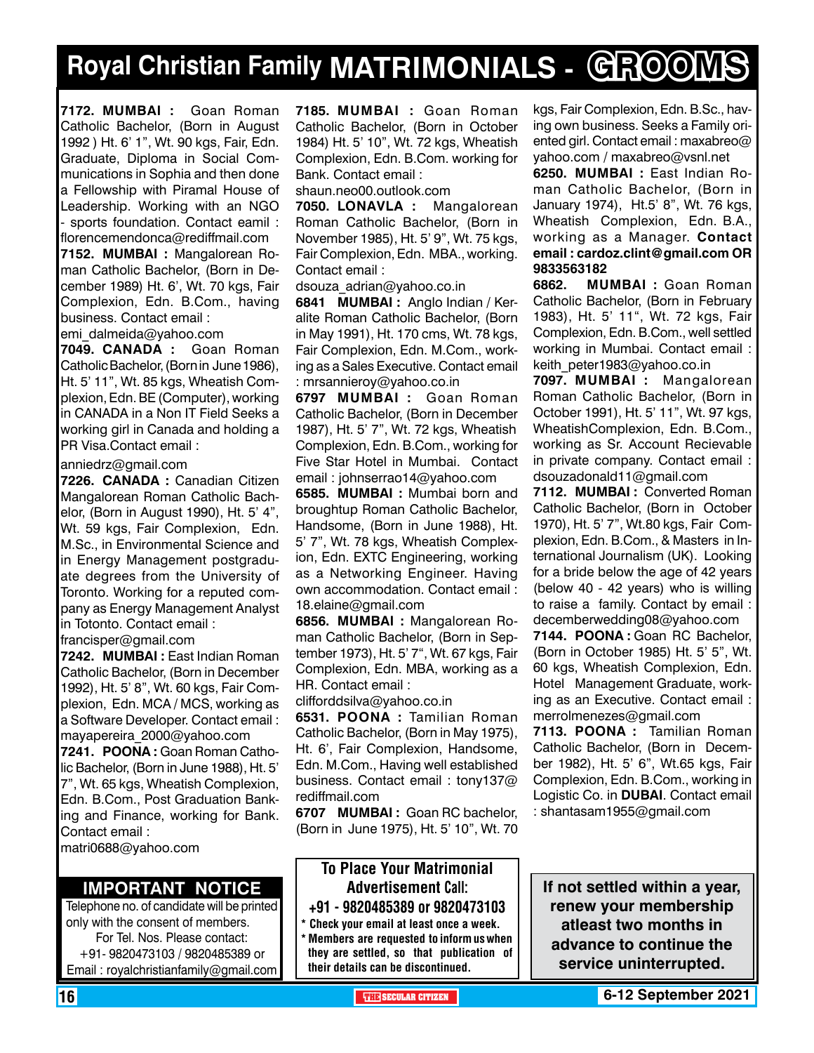# Royal Christian Family MATRIMONIALS - GROOMS

**7172. MUMBAI :** Goan Roman Catholic Bachelor, (Born in August 1992 ) Ht. 6' 1", Wt. 90 kgs, Fair, Edn. Graduate, Diploma in Social Communications in Sophia and then done a Fellowship with Piramal House of Leadership. Working with an NGO - sports foundation. Contact eamil : florencemendonca@rediffmail.com

**7152. MUMBAI :** Mangalorean Roman Catholic Bachelor, (Born in December 1989) Ht. 6', Wt. 70 kgs, Fair Complexion, Edn. B.Com., having business. Contact email : emi_dalmeida@yahoo.com

**7049. CANADA :** Goan Roman Catholic Bachelor, (Born in June 1986), Ht. 5' 11", Wt. 85 kgs, Wheatish Complexion, Edn. BE (Computer), working in CANADA in a Non IT Field Seeks a working girl in Canada and holding a PR Visa.Contact email : anniedrz@gmail.com

**7226. CANADA :** Canadian Citizen Mangalorean Roman Catholic Bachelor, (Born in August 1990), Ht. 5' 4", Wt. 59 kgs, Fair Complexion, Edn. M.Sc., in Environmental Science and in Energy Management postgraduate degrees from the University of Toronto. Working for a reputed company as Energy Management Analyst in Totonto. Contact email : francisper@gmail.com

**7242. MUMBAI :** East Indian Roman Catholic Bachelor, (Born in December 1992), Ht. 5' 8", Wt. 60 kgs, Fair Complexion, Edn. MCA / MCS, working as a Software Developer. Contact email : mayapereira_2000@yahoo.com

**7241. POONA :** Goan Roman Catholic Bachelor, (Born in June 1988), Ht. 5' 7", Wt. 65 kgs, Wheatish Complexion, Edn. B.Com., Post Graduation Banking and Finance, working for Bank. Contact email : matri0688@yahoo.com

**7185. MUMBAI :** Goan Roman Catholic Bachelor, (Born in October 1984) Ht. 5' 10", Wt. 72 kgs, Wheatish Complexion, Edn. B.Com. working for Bank. Contact email : shaun.neo00.outlook.com

**7050. LONAVLA :** Mangalorean Roman Catholic Bachelor, (Born in November 1985), Ht. 5' 9", Wt. 75 kgs, Fair Complexion, Edn. MBA., working. Contact email : dsouza_adrian@yahoo.co.in

**6841 MUMBAI :** Anglo Indian / Keralite Roman Catholic Bachelor, (Born in May 1991), Ht. 170 cms, Wt. 78 kgs, Fair Complexion, Edn. M.Com., working as a Sales Executive. Contact email : mrsannieroy@yahoo.co.in

**6797 MUMBAI :** Goan Roman Catholic Bachelor, (Born in December 1987), Ht. 5' 7", Wt. 72 kgs, Wheatish Complexion, Edn. B.Com., working for Five Star Hotel in Mumbai. Contact email : johnserrao14@yahoo.com

**6585. MUMBAI :** Mumbai born and broughtup Roman Catholic Bachelor, Handsome, (Born in June 1988), Ht. 5' 7", Wt. 78 kgs, Wheatish Complexion, Edn. EXTC Engineering, working as a Networking Engineer. Having own accommodation. Contact email : 18.elaine@gmail.com

**6856. MUMBAI :** Mangalorean Roman Catholic Bachelor, (Born in September 1973), Ht. 5' 7", Wt. 67 kgs, Fair Complexion, Edn. MBA, working as a HR. Contact email : clifforddsilva@yahoo.co.in

**6531. POONA :** Tamilian Roman Catholic Bachelor, (Born in May 1975), Ht. 6', Fair Complexion, Handsome, Edn. M.Com., Having well established business. Contact email : tony137@rediffmail.com

**6707 MUMBAI :** Goan RC bachelor, (Born in June 1975), Ht. 5' 10", Wt. 70 kgs, Fair Complexion, Edn. B.Sc., having own business. Seeks a Family oriented girl. Contact email : maxabreo@yahoo.com / maxabreo@vsnl.net

**6250. MUMBAI :** East Indian Roman Catholic Bachelor, (Born in January 1974), Ht.5' 8", Wt. 76 kgs, Wheatish Complexion, Edn. B.A., working as a Manager. **Contact email : cardoz.clint@gmail.com OR 9833563182**

**6862. MUMBAI :** Goan Roman Catholic Bachelor, (Born in February 1983), Ht. 5' 11", Wt. 72 kgs, Fair Complexion, Edn. B.Com., well settled working in Mumbai. Contact email : keith_peter1983@yahoo.co.in

**7097. MUMBAI :** Mangalorean Roman Catholic Bachelor, (Born in October 1991), Ht. 5' 11", Wt. 97 kgs, WheatishComplexion, Edn. B.Com., working as Sr. Account Recievable in private company. Contact email : dsouzadonald11@gmail.com

**7112. MUMBAI :** Converted Roman Catholic Bachelor, (Born in October 1970), Ht. 5' 7", Wt.80 kgs, Fair Complexion, Edn. B.Com., & Masters in International Journalism (UK). Looking for a bride below the age of 42 years (below 40 - 42 years) who is willing to raise a family. Contact by email : decemberwedding08@yahoo.com

**7144. POONA :** Goan RC Bachelor, (Born in October 1985) Ht. 5' 5", Wt. 60 kgs, Wheatish Complexion, Edn. Hotel Management Graduate, working as an Executive. Contact email : merrolmenezes@gmail.com

**7113. POONA :** Tamilian Roman Catholic Bachelor, (Born in December 1982), Ht. 5' 6", Wt.65 kgs, Fair Complexion, Edn. B.Com., working in Logistic Co. in **DUBAI**. Contact email : shantasam1955@gmail.com

## IMPORTANT NOTICE

Telephone no. of candidate will be printed only with the consent of members.
For Tel. Nos. Please contact:
+91- 9820473103 / 9820485389 or
Email : royalchristianfamily@gmail.com

**To Place Your Matrimonial Advertisement Call:**
**+91 - 9820485389 or 9820473103**

* Check your email at least once a week.
* Members are requested to inform us when they are settled, so that publication of their details can be discontinued.

**If not settled within a year, renew your membership atleast two months in advance to continue the service uninterrupted.**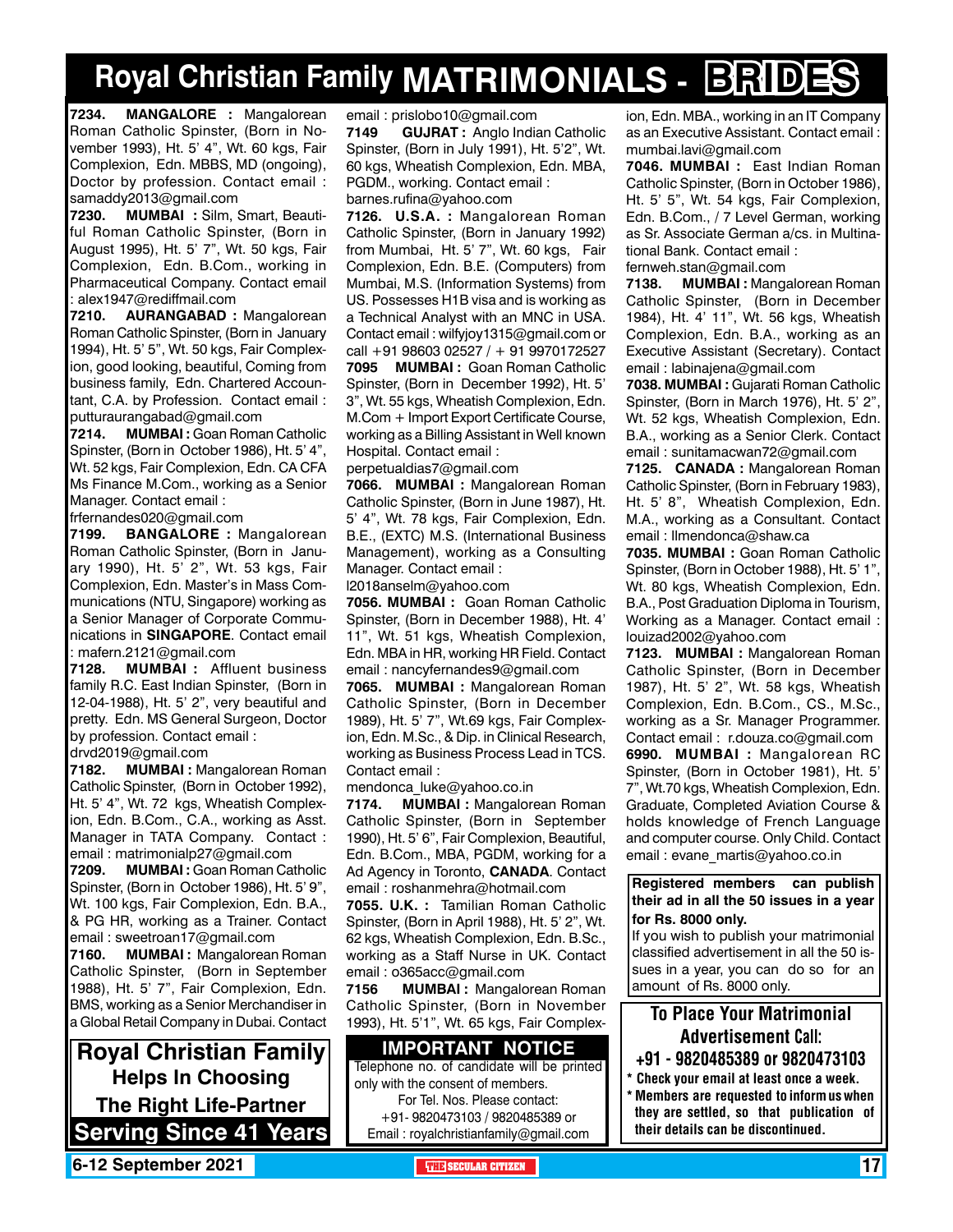# Royal Christian Family MATRIMONIALS - BRIDES

**7234. MANGALORE :** Mangalorean Roman Catholic Spinster, (Born in November 1993), Ht. 5' 4", Wt. 60 kgs, Fair Complexion, Edn. MBBS, MD (ongoing), Doctor by profession. Contact email : samaddy2013@gmail.com

**7230. MUMBAI :** Slim, Smart, Beautiful Roman Catholic Spinster, (Born in August 1995), Ht. 5' 7", Wt. 50 kgs, Fair Complexion, Edn. B.Com., working in Pharmaceutical Company. Contact email : alex1947@rediffmail.com

**7210. AURANGABAD :** Mangalorean Roman Catholic Spinster, (Born in January 1994), Ht. 5' 5", Wt. 50 kgs, Fair Complexion, good looking, beautiful, Coming from business family, Edn. Chartered Accountant, C.A. by Profession. Contact email : putturaurangabad@gmail.com

**7214. MUMBAI :** Goan Roman Catholic Spinster, (Born in October 1986), Ht. 5' 4", Wt. 52 kgs, Fair Complexion, Edn. CA CFA Ms Finance M.Com., working as a Senior Manager. Contact email : frfernandes020@gmail.com

**7199. BANGALORE :** Mangalorean Roman Catholic Spinster, (Born in January 1990), Ht. 5' 2", Wt. 53 kgs, Fair Complexion, Edn. Master's in Mass Communications (NTU, Singapore) working as a Senior Manager of Corporate Communications in **SINGAPORE**. Contact email : mafern.2121@gmail.com

**7128. MUMBAI :** Affluent business family R.C. East Indian Spinster, (Born in 12-04-1988), Ht. 5' 2", very beautiful and pretty. Edn. MS General Surgeon, Doctor by profession. Contact email : drvd2019@gmail.com

**7182. MUMBAI :** Mangalorean Roman Catholic Spinster, (Born in October 1992), Ht. 5' 4", Wt. 72 kgs, Wheatish Complexion, Edn. B.Com., C.A., working as Asst. Manager in TATA Company. Contact : email : matrimonialp27@gmail.com

**7209. MUMBAI :** Goan Roman Catholic Spinster, (Born in October 1986), Ht. 5' 9", Wt. 100 kgs, Fair Complexion, Edn. B.A., & PG HR, working as a Trainer. Contact email : sweetroan17@gmail.com

**7160. MUMBAI :** Mangalorean Roman Catholic Spinster, (Born in September 1988), Ht. 5' 7", Fair Complexion, Edn. BMS, working as a Senior Merchandiser in a Global Retail Company in Dubai. Contact email : prislobo10@gmail.com

**7149 GUJRAT :** Anglo Indian Catholic Spinster, (Born in July 1991), Ht. 5'2", Wt. 60 kgs, Wheatish Complexion, Edn. MBA, PGDM., working. Contact email : barnes.rufina@yahoo.com

**7126. U.S.A. :** Mangalorean Roman Catholic Spinster, (Born in January 1992) from Mumbai, Ht. 5' 7", Wt. 60 kgs, Fair Complexion, Edn. B.E. (Computers) from Mumbai, M.S. (Information Systems) from US. Possesses H1B visa and is working as a Technical Analyst with an MNC in USA. Contact email : wilfyjoy1315@gmail.com or call +91 98603 02527 / + 91 9970172527

**7095 MUMBAI :** Goan Roman Catholic Spinster, (Born in December 1992), Ht. 5' 3", Wt. 55 kgs, Wheatish Complexion, Edn. M.Com + Import Export Certificate Course, working as a Billing Assistant in Well known Hospital. Contact email : perpetualdias7@gmail.com

**7066. MUMBAI :** Mangalorean Roman Catholic Spinster, (Born in June 1987), Ht. 5' 4", Wt. 78 kgs, Fair Complexion, Edn. B.E., (EXTC) M.S. (International Business Management), working as a Consulting Manager. Contact email : l2018anselm@yahoo.com

**7056. MUMBAI :** Goan Roman Catholic Spinster, (Born in December 1988), Ht. 4' 11", Wt. 51 kgs, Wheatish Complexion, Edn. MBA in HR, working HR Field. Contact email : nancyfernandes9@gmail.com

**7065. MUMBAI :** Mangalorean Roman Catholic Spinster, (Born in December 1989), Ht. 5' 7", Wt.69 kgs, Fair Complexion, Edn. M.Sc., & Dip. in Clinical Research, working as Business Process Lead in TCS. Contact email : mendonca_luke@yahoo.co.in

**7174. MUMBAI :** Mangalorean Roman Catholic Spinster, (Born in September 1990), Ht. 5' 6", Fair Complexion, Beautiful, Edn. B.Com., MBA, PGDM, working for a Ad Agency in Toronto, **CANADA**. Contact email : roshanmehra@hotmail.com

**7055. U.K. :** Tamilian Roman Catholic Spinster, (Born in April 1988), Ht. 5' 2", Wt. 62 kgs, Wheatish Complexion, Edn. B.Sc., working as a Staff Nurse in UK. Contact email : o365acc@gmail.com

**7156 MUMBAI :** Mangalorean Roman Catholic Spinster, (Born in November 1993), Ht. 5'1", Wt. 65 kgs, Fair Complexion, Edn. MBA., working in an IT Company as an Executive Assistant. Contact email : mumbai.lavi@gmail.com

**7046. MUMBAI :** East Indian Roman Catholic Spinster, (Born in October 1986), Ht. 5' 5", Wt. 54 kgs, Fair Complexion, Edn. B.Com., / 7 Level German, working as Sr. Associate German a/cs. in Multinational Bank. Contact email : fernweh.stan@gmail.com

**7138. MUMBAI :** Mangalorean Roman Catholic Spinster, (Born in December 1984), Ht. 4' 11", Wt. 56 kgs, Wheatish Complexion, Edn. B.A., working as an Executive Assistant (Secretary). Contact email : labinajena@gmail.com

**7038. MUMBAI :** Gujarati Roman Catholic Spinster, (Born in March 1976), Ht. 5' 2", Wt. 52 kgs, Wheatish Complexion, Edn. B.A., working as a Senior Clerk. Contact email : sunitamacwan72@gmail.com

**7125. CANADA :** Mangalorean Roman Catholic Spinster, (Born in February 1983), Ht. 5' 8", Wheatish Complexion, Edn. M.A., working as a Consultant. Contact email : llmendonca@shaw.ca

**7035. MUMBAI :** Goan Roman Catholic Spinster, (Born in October 1988), Ht. 5' 1", Wt. 80 kgs, Wheatish Complexion, Edn. B.A., Post Graduation Diploma in Tourism, Working as a Manager. Contact email : louizad2002@yahoo.com

**7123. MUMBAI :** Mangalorean Roman Catholic Spinster, (Born in December 1987), Ht. 5' 2", Wt. 58 kgs, Wheatish Complexion, Edn. B.Com., CS., M.Sc., working as a Sr. Manager Programmer. Contact email : r.douza.co@gmail.com

**6990. MUMBAI :** Mangalorean RC Spinster, (Born in October 1981), Ht. 5' 7", Wt.70 kgs, Wheatish Complexion, Edn. Graduate, Completed Aviation Course & holds knowledge of French Language and computer course. Only Child. Contact email : evane_martis@yahoo.co.in

**Royal Christian Family Helps In Choosing The Right Life-Partner**

**Serving Since 41 Years**

**IMPORTANT NOTICE**

Telephone no. of candidate will be printed only with the consent of members. For Tel. Nos. Please contact: +91- 9820473103 / 9820485389 or Email : royalchristianfamily@gmail.com

**Registered members can publish their ad in all the 50 issues in a year for Rs. 8000 only.**

If you wish to publish your matrimonial classified advertisement in all the 50 issues in a year, you can do so for an amount of Rs. 8000 only.

**To Place Your Matrimonial Advertisement Call: +91 - 9820485389 or 9820473103**

- **Check your email at least once a week.**
- **Members are requested to inform us when they are settled, so that publication of their details can be discontinued.**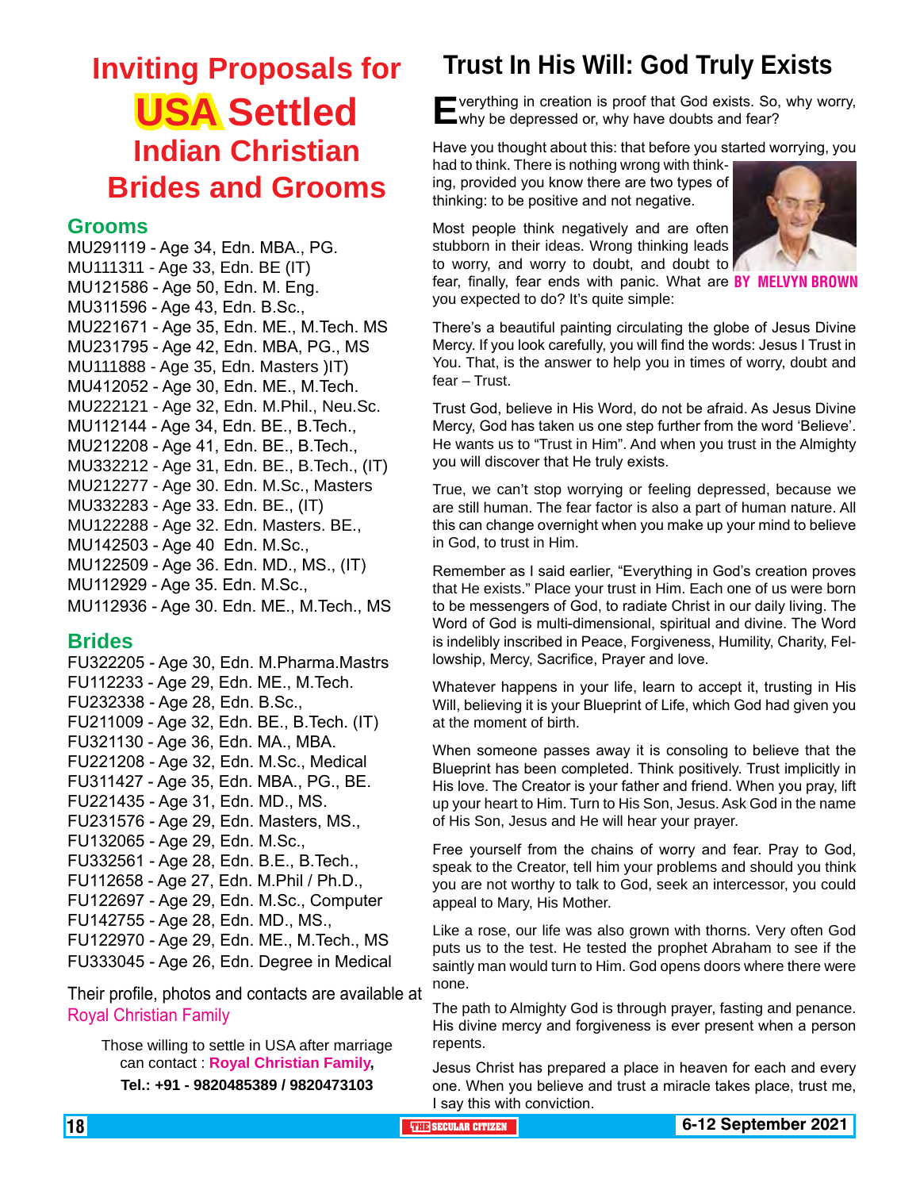# Inviting Proposals for USA Settled Indian Christian Brides and Grooms

## Grooms

MU291119 - Age 34, Edn. MBA., PG.
MU111311 - Age 33, Edn. BE (IT)
MU121586 - Age 50, Edn. M. Eng.
MU311596 - Age 43, Edn. B.Sc.,
MU221671 - Age 35, Edn. ME., M.Tech. MS
MU231795 - Age 42, Edn. MBA, PG., MS
MU111888 - Age 35, Edn. Masters )IT)
MU412052 - Age 30, Edn. ME., M.Tech.
MU222121 - Age 32, Edn. M.Phil., Neu.Sc.
MU112144 - Age 34, Edn. BE., B.Tech.,
MU212208 - Age 41, Edn. BE., B.Tech.,
MU332212 - Age 31, Edn. BE., B.Tech., (IT)
MU212277 - Age 30. Edn. M.Sc., Masters
MU332283 - Age 33. Edn. BE., (IT)
MU122288 - Age 32. Edn. Masters. BE.,
MU142503 - Age 40 Edn. M.Sc.,
MU122509 - Age 36. Edn. MD., MS., (IT)
MU112929 - Age 35. Edn. M.Sc.,
MU112936 - Age 30. Edn. ME., M.Tech., MS

## Brides

FU322205 - Age 30, Edn. M.Pharma.Mastrs
FU112233 - Age 29, Edn. ME., M.Tech.
FU232338 - Age 28, Edn. B.Sc.,
FU211009 - Age 32, Edn. BE., B.Tech. (IT)
FU321130 - Age 36, Edn. MA., MBA.
FU221208 - Age 32, Edn. M.Sc., Medical
FU311427 - Age 35, Edn. MBA., PG., BE.
FU221435 - Age 31, Edn. MD., MS.
FU231576 - Age 29, Edn. Masters, MS.,
FU132065 - Age 29, Edn. M.Sc.,
FU332561 - Age 28, Edn. B.E., B.Tech.,
FU112658 - Age 27, Edn. M.Phil / Ph.D.,
FU122697 - Age 29, Edn. M.Sc., Computer
FU142755 - Age 28, Edn. MD., MS.,
FU122970 - Age 29, Edn. ME., M.Tech., MS
FU333045 - Age 26, Edn. Degree in Medical

Their profile, photos and contacts are available at Royal Christian Family

Those wishing to settle in USA after marriage can contact : **Royal Christian Family,**

**Tel.: +91 - 9820485389 / 9820473103**

# Trust In His Will: God Truly Exists

**BY MELVYN BROWN**

Everything in creation is proof that God exists. So, why worry, why be depressed or, why have doubts and fear?

Have you thought about this: that before you started worrying, you had to think. There is nothing wrong with thinking, provided you know there are two types of thinking: to be positive and not negative.

Most people think negatively and are often stubborn in their ideas. Wrong thinking leads to worry, and worry to doubt, and doubt to fear, finally, fear ends with panic. What are you expected to do? It's quite simple:

There's a beautiful painting circulating the globe of Jesus Divine Mercy. If you look carefully, you will find the words: Jesus I Trust in You. That, is the answer to help you in times of worry, doubt and fear – Trust.

Trust God, believe in His Word, do not be afraid. As Jesus Divine Mercy, God has taken us one step further from the word 'Believe'. He wants us to "Trust in Him". And when you trust in the Almighty you will discover that He truly exists.

True, we can't stop worrying or feeling depressed, because we are still human. The fear factor is also a part of human nature. All this can change overnight when you make up your mind to believe in God, to trust in Him.

Remember as I said earlier, "Everything in God's creation proves that He exists." Place your trust in Him. Each one of us were born to be messengers of God, to radiate Christ in our daily living. The Word of God is multi-dimensional, spiritual and divine. The Word is indelibly inscribed in Peace, Forgiveness, Humility, Charity, Fellowship, Mercy, Sacrifice, Prayer and love.

Whatever happens in your life, learn to accept it, trusting in His Will, believing it is your Blueprint of Life, which God had given you at the moment of birth.

When someone passes away it is consoling to believe that the Blueprint has been completed. Think positively. Trust implicitly in His love. The Creator is your father and friend. When you pray, lift up your heart to Him. Turn to His Son, Jesus. Ask God in the name of His Son, Jesus and He will hear your prayer.

Free yourself from the chains of worry and fear. Pray to God, speak to the Creator, tell him your problems and should you think you are not worthy to talk to God, seek an intercessor, you could appeal to Mary, His Mother.

Like a rose, our life was also grown with thorns. Very often God puts us to the test. He tested the prophet Abraham to see if the saintly man would turn to Him. God opens doors where there were none.

The path to Almighty God is through prayer, fasting and penance. His divine mercy and forgiveness is ever present when a person repents.

Jesus Christ has prepared a place in heaven for each and every one. When you believe and trust a miracle takes place, trust me, I say this with conviction.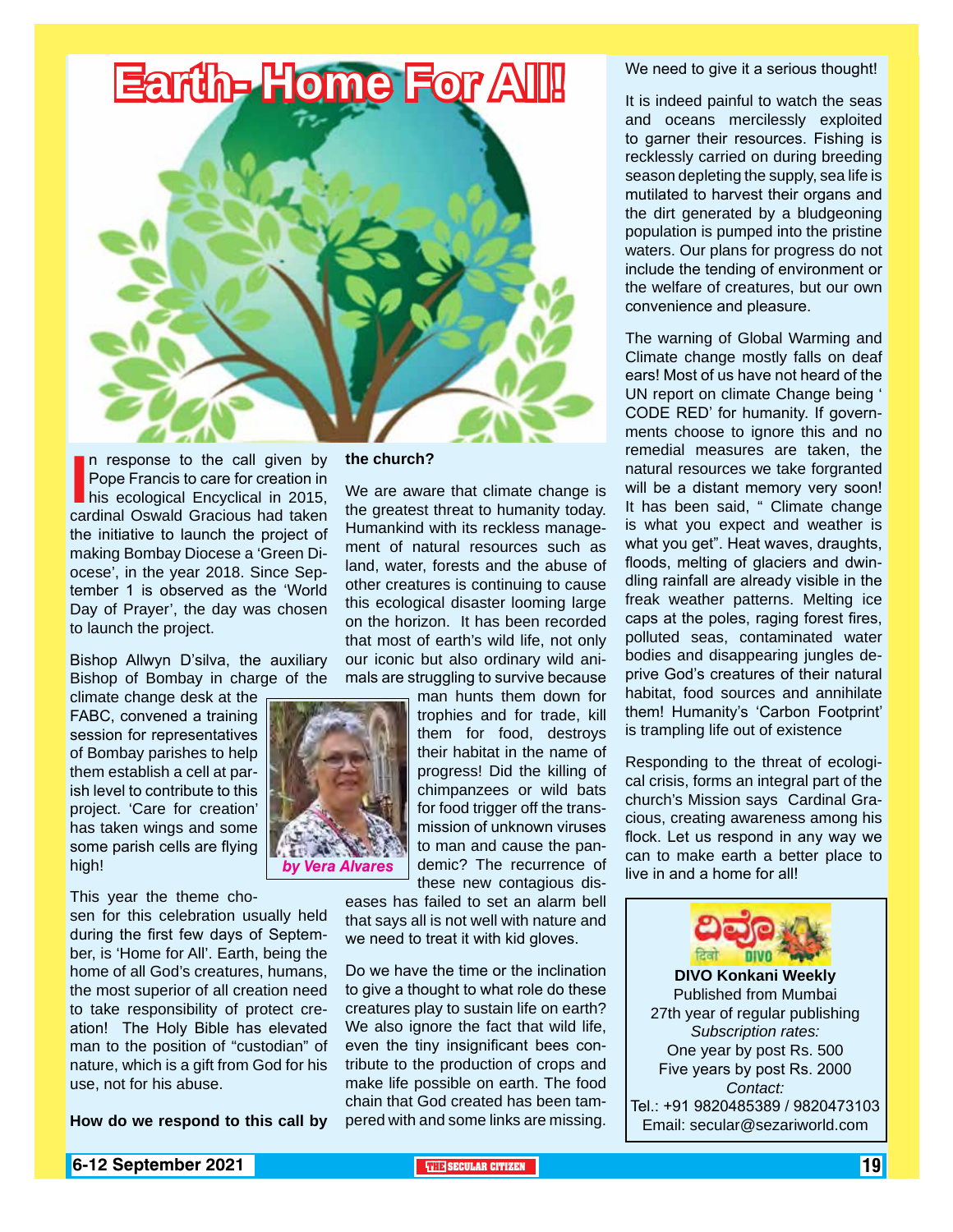# Earth- Home For All!

In response to the call given by Pope Francis to care for creation in his ecological Encyclical in 2015, cardinal Oswald Gracious had taken the initiative to launch the project of making Bombay Diocese a 'Green Diocese', in the year 2018. Since September 1 is observed as the 'World Day of Prayer', the day was chosen to launch the project.

Bishop Allwyn D'silva, the auxiliary Bishop of Bombay in charge of the climate change desk at the FABC, convened a training session for representatives of Bombay parishes to help them establish a cell at parish level to contribute to this project. 'Care for creation' has taken wings and some some parish cells are flying high!

*by Vera Alvares*

This year the theme chosen for this celebration usually held during the first few days of September, is 'Home for All'. Earth, being the home of all God's creatures, humans, the most superior of all creation need to take responsibility of protect creation! The Holy Bible has elevated man to the position of "custodian" of nature, which is a gift from God for his use, not for his abuse.

**How do we respond to this call by the church?**

We are aware that climate change is the greatest threat to humanity today. Humankind with its reckless management of natural resources such as land, water, forests and the abuse of other creatures is continuing to cause this ecological disaster looming large on the horizon. It has been recorded that most of earth's wild life, not only our iconic but also ordinary wild animals are struggling to survive because man hunts them down for trophies and for trade, kill them for food, destroys their habitat in the name of progress! Did the killing of chimpanzees or wild bats for food trigger off the transmission of unknown viruses to man and cause the pandemic? The recurrence of these new contagious diseases has failed to set an alarm bell that says all is not well with nature and we need to treat it with kid gloves.

Do we have the time or the inclination to give a thought to what role do these creatures play to sustain life on earth? We also ignore the fact that wild life, even the tiny insignificant bees contribute to the production of crops and make life possible on earth. The food chain that God created has been tampered with and some links are missing. We need to give it a serious thought!

It is indeed painful to watch the seas and oceans mercilessly exploited to garner their resources. Fishing is recklessly carried on during breeding season depleting the supply, sea life is mutilated to harvest their organs and the dirt generated by a bludgeoning population is pumped into the pristine waters. Our plans for progress do not include the tending of environment or the welfare of creatures, but our own convenience and pleasure.

The warning of Global Warming and Climate change mostly falls on deaf ears! Most of us have not heard of the UN report on climate Change being ' CODE RED' for humanity. If governments choose to ignore this and no remedial measures are taken, the natural resources we take forgranted will be a distant memory very soon! It has been said, " Climate change is what you expect and weather is what you get". Heat waves, draughts, floods, melting of glaciers and dwindling rainfall are already visible in the freak weather patterns. Melting ice caps at the poles, raging forest fires, polluted seas, contaminated water bodies and disappearing jungles deprive God's creatures of their natural habitat, food sources and annihilate them! Humanity's 'Carbon Footprint' is trampling life out of existence

Responding to the threat of ecological crisis, forms an integral part of the church's Mission says Cardinal Gracious, creating awareness among his flock. Let us respond in any way we can to make earth a better place to live in and a home for all!

---

**DIVO Konkani Weekly**
Published from Mumbai
27th year of regular publishing
*Subscription rates:*
One year by post Rs. 500
Five years by post Rs. 2000
*Contact:*
Tel.: +91 9820485389 / 9820473103
Email: secular@sezariworld.com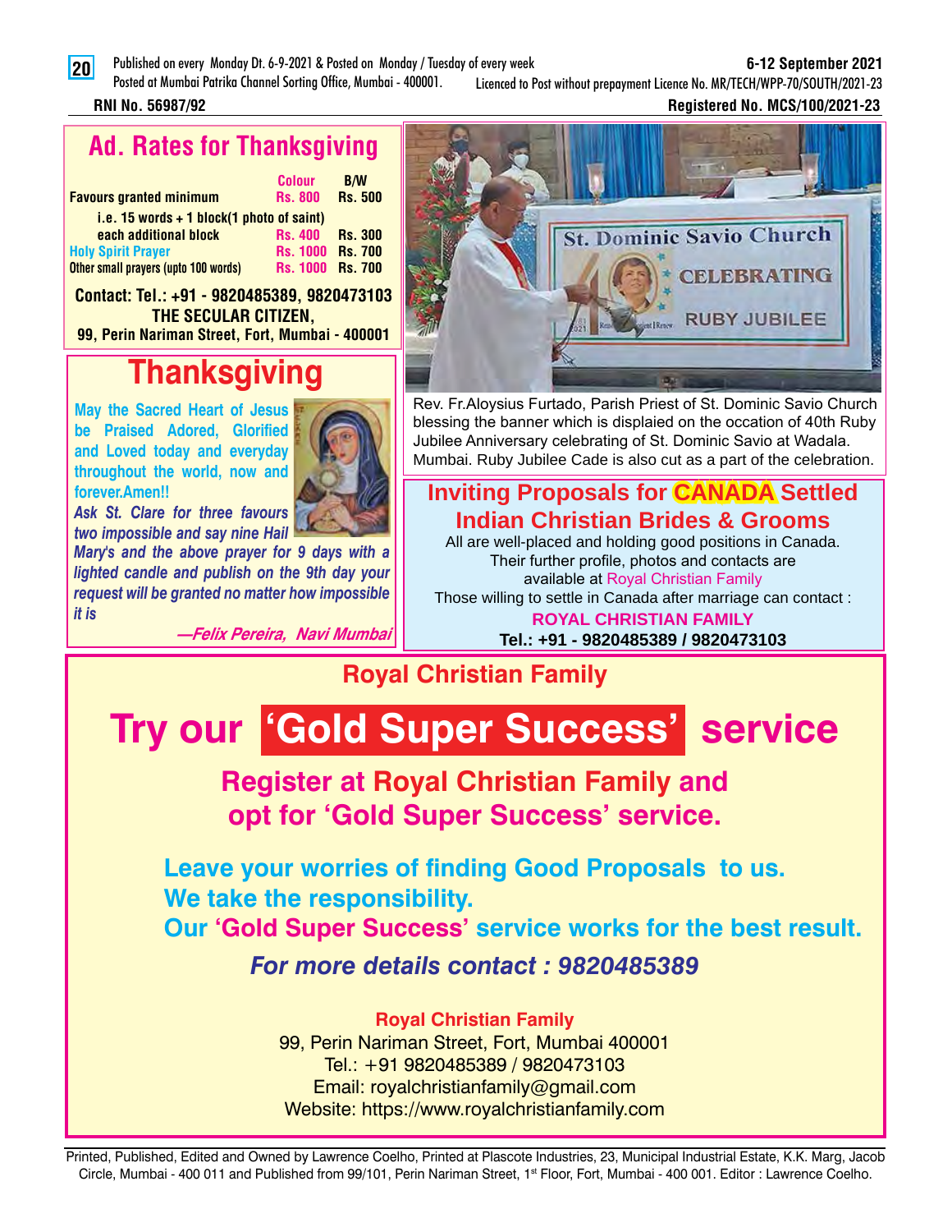## Ad. Rates for Thanksgiving

| | Colour | B/W |
|---|---|---|
| Favours granted minimum | Rs. 800 | Rs. 500 |
| i.e. 15 words + 1 block(1 photo of saint) | | |
| each additional block | Rs. 400 | Rs. 300 |
| Holy Spirit Prayer | Rs. 1000 | Rs. 700 |
| Other small prayers (upto 100 words) | Rs. 1000 | Rs. 700 |

**Contact: Tel.: +91 - 9820485389, 9820473103**
**THE SECULAR CITIZEN,**
**99, Perin Nariman Street, Fort, Mumbai - 400001**

## Thanksgiving

**May the Sacred Heart of Jesus be Praised Adored, Glorified and Loved today and everyday throughout the world, now and forever.Amen!!**

***Ask St. Clare for three favours two impossible and say nine Hail Mary's and the above prayer for 9 days with a lighted candle and publish on the 9th day your request will be granted no matter how impossible it is***

***—Felix Pereira, Navi Mumbai***

Rev. Fr.Aloysius Furtado, Parish Priest of St. Dominic Savio Church blessing the banner which is displaied on the occasion of 40th Ruby Jubilee Anniversary celebrating of St. Dominic Savio at Wadala. Mumbai. Ruby Jubilee Cade is also cut as a part of the celebration.

### Inviting Proposals for CANADA Settled Indian Christian Brides & Grooms

All are well-placed and holding good positions in Canada.
Their further profile, photos and contacts are available at Royal Christian Family
Those willing to settle in Canada after marriage can contact :

**ROYAL CHRISTIAN FAMILY**
**Tel.: +91 - 9820485389 / 9820473103**

### Royal Christian Family

# Try our 'Gold Super Success' service

**Register at Royal Christian Family and opt for 'Gold Super Success' service.**

**Leave your worries of finding Good Proposals to us.**
**We take the responsibility.**
**Our 'Gold Super Success' service works for the best result.**

***For more details contact : 9820485389***

**Royal Christian Family**
99, Perin Nariman Street, Fort, Mumbai 400001
Tel.: +91 9820485389 / 9820473103
Email: royalchristianfamily@gmail.com
Website: https://www.royalchristianfamily.com

Printed, Published, Edited and Owned by Lawrence Coelho, Printed at Plascote Industries, 23, Municipal Industrial Estate, K.K. Marg, Jacob Circle, Mumbai - 400 011 and Published from 99/101, Perin Nariman Street, 1st Floor, Fort, Mumbai - 400 001. Editor : Lawrence Coelho.